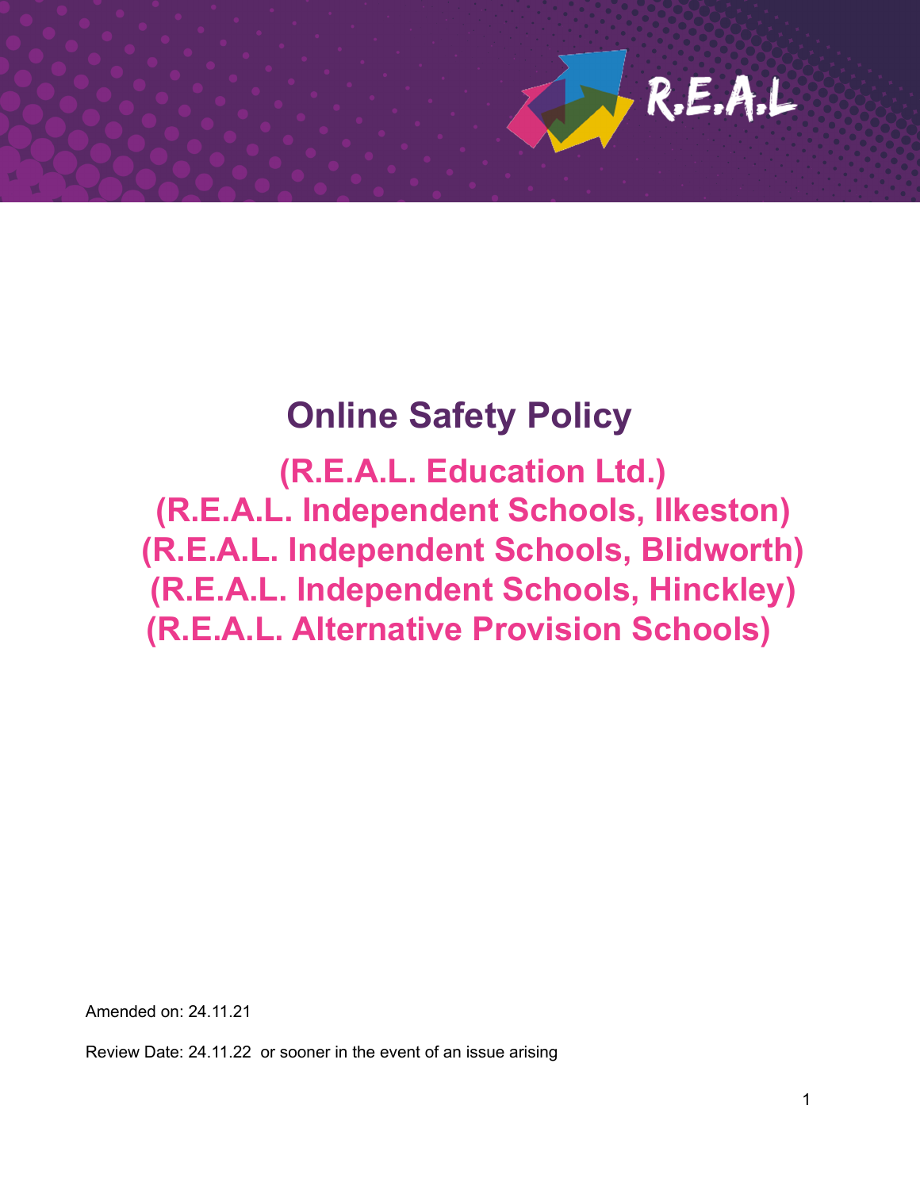# Online Safety Policy

## (R.E.A.L. Education Ltd.)
## (R.E.A.L. Independent Schools, Ilkeston)
## (R.E.A.L. Independent Schools, Blidworth)
## (R.E.A.L. Independent Schools, Hinckley)
## (R.E.A.L. Alternative Provision Schools)

Amended on: 24.11.21

Review Date: 24.11.22 or sooner in the event of an issue arising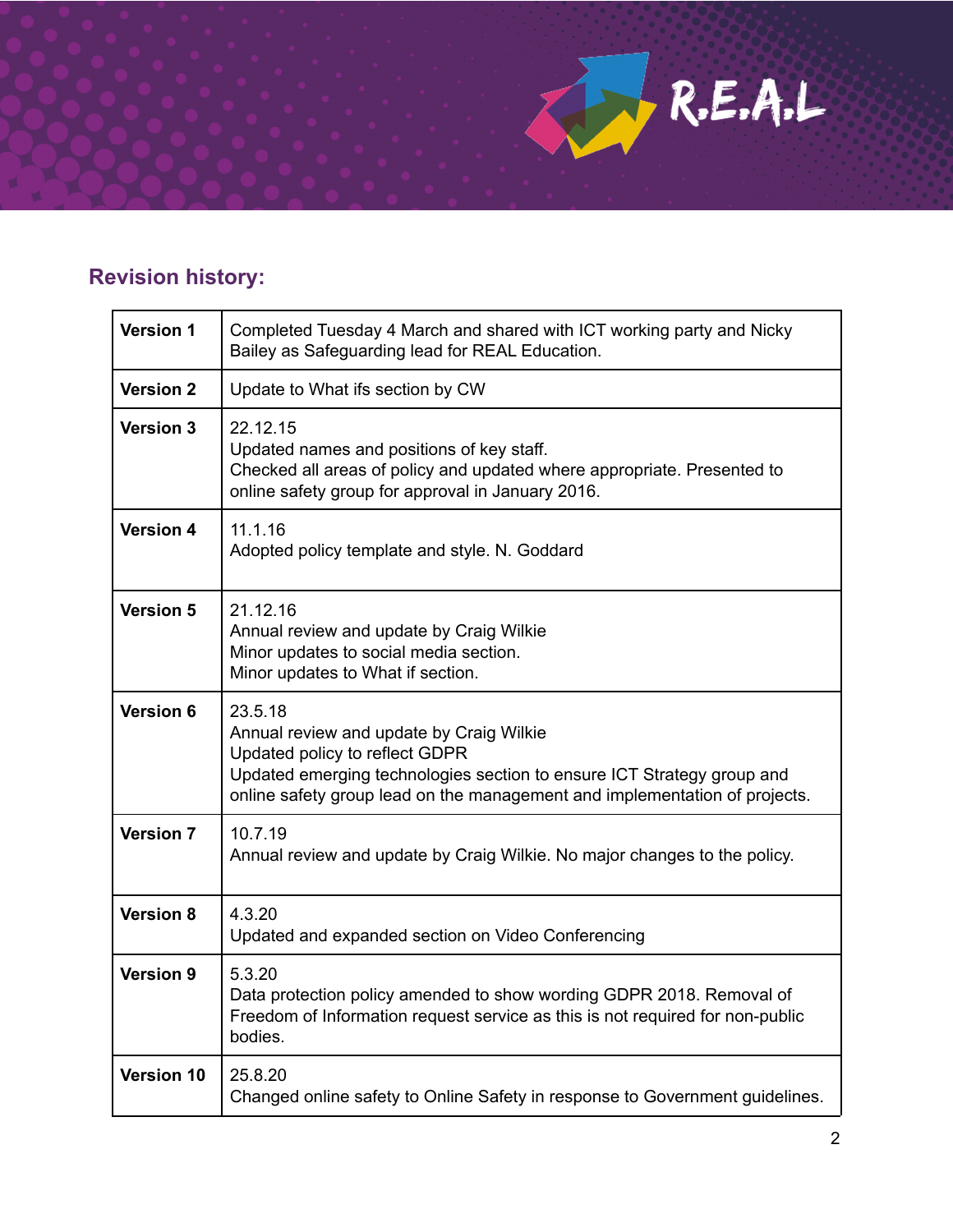## Revision history:

| | |
|---|---|
| **Version 1** | Completed Tuesday 4 March and shared with ICT working party and Nicky Bailey as Safeguarding lead for REAL Education. |
| **Version 2** | Update to What ifs section by CW |
| **Version 3** | 22.12.15<br>Updated names and positions of key staff.<br>Checked all areas of policy and updated where appropriate. Presented to online safety group for approval in January 2016. |
| **Version 4** | 11.1.16<br>Adopted policy template and style. N. Goddard |
| **Version 5** | 21.12.16<br>Annual review and update by Craig Wilkie<br>Minor updates to social media section.<br>Minor updates to What if section. |
| **Version 6** | 23.5.18<br>Annual review and update by Craig Wilkie<br>Updated policy to reflect GDPR<br>Updated emerging technologies section to ensure ICT Strategy group and online safety group lead on the management and implementation of projects. |
| **Version 7** | 10.7.19<br>Annual review and update by Craig Wilkie. No major changes to the policy. |
| **Version 8** | 4.3.20<br>Updated and expanded section on Video Conferencing |
| **Version 9** | 5.3.20<br>Data protection policy amended to show wording GDPR 2018. Removal of Freedom of Information request service as this is not required for non-public bodies. |
| **Version 10** | 25.8.20<br>Changed online safety to Online Safety in response to Government guidelines. |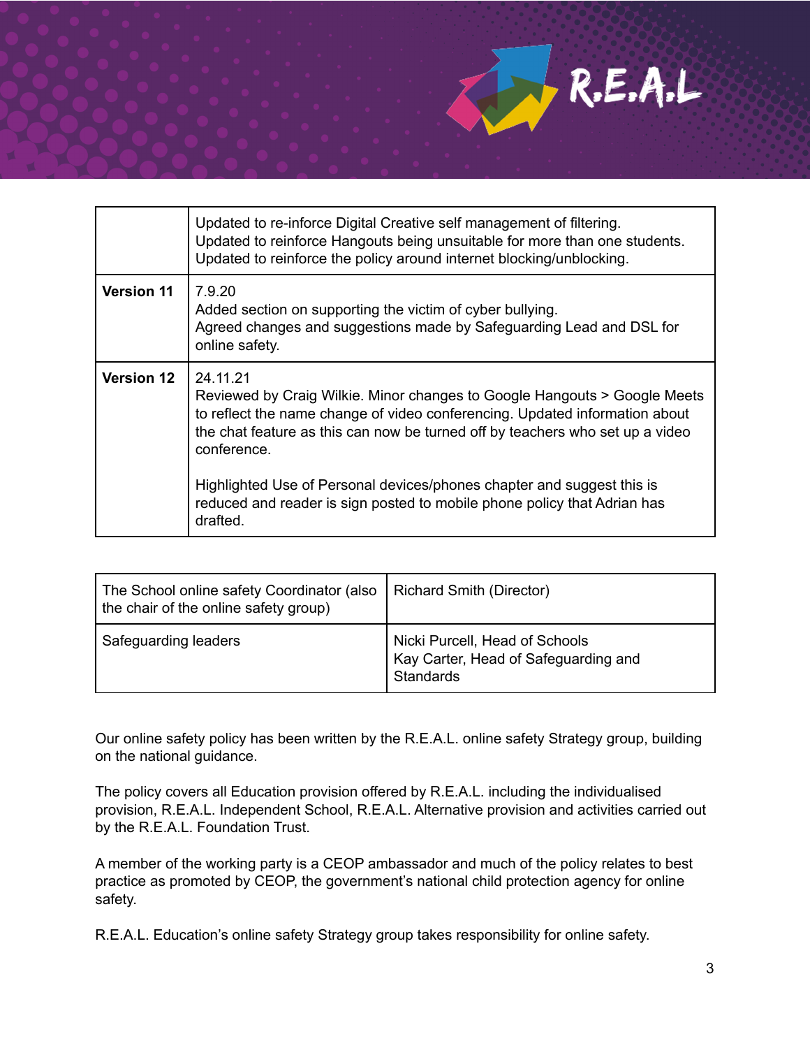| | |
|---|---|
| | Updated to re-inforce Digital Creative self management of filtering.<br>Updated to reinforce Hangouts being unsuitable for more than one students.<br>Updated to reinforce the policy around internet blocking/unblocking. |
| **Version 11** | 7.9.20<br>Added section on supporting the victim of cyber bullying.<br>Agreed changes and suggestions made by Safeguarding Lead and DSL for online safety. |
| **Version 12** | 24.11.21<br>Reviewed by Craig Wilkie. Minor changes to Google Hangouts > Google Meets to reflect the name change of video conferencing. Updated information about the chat feature as this can now be turned off by teachers who set up a video conference.<br><br>Highlighted Use of Personal devices/phones chapter and suggest this is reduced and reader is sign posted to mobile phone policy that Adrian has drafted. |

| | |
|---|---|
| The School online safety Coordinator (also the chair of the online safety group) | Richard Smith (Director) |
| Safeguarding leaders | Nicki Purcell, Head of Schools<br>Kay Carter, Head of Safeguarding and Standards |

Our online safety policy has been written by the R.E.A.L. online safety Strategy group, building on the national guidance.

The policy covers all Education provision offered by R.E.A.L. including the individualised provision, R.E.A.L. Independent School, R.E.A.L. Alternative provision and activities carried out by the R.E.A.L. Foundation Trust.

A member of the working party is a CEOP ambassador and much of the policy relates to best practice as promoted by CEOP, the government's national child protection agency for online safety.

R.E.A.L. Education's online safety Strategy group takes responsibility for online safety.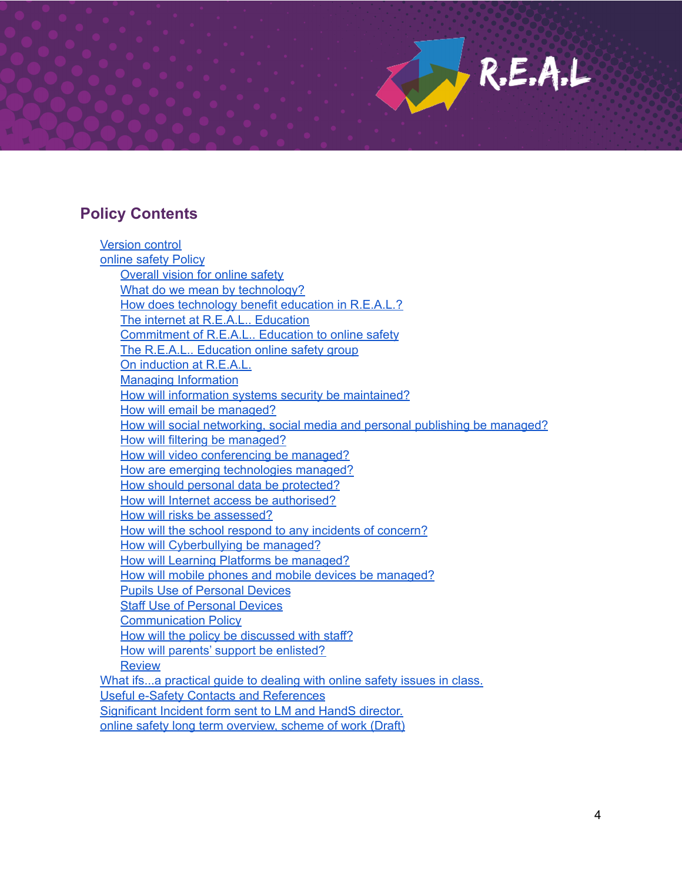## Policy Contents

- Version control
- online safety Policy
  - Overall vision for online safety
  - What do we mean by technology?
  - How does technology benefit education in R.E.A.L.?
  - The internet at R.E.A.L.. Education
  - Commitment of R.E.A.L.. Education to online safety
  - The R.E.A.L.. Education online safety group
  - On induction at R.E.A.L.
  - Managing Information
  - How will information systems security be maintained?
  - How will email be managed?
  - How will social networking, social media and personal publishing be managed?
  - How will filtering be managed?
  - How will video conferencing be managed?
  - How are emerging technologies managed?
  - How should personal data be protected?
  - How will Internet access be authorised?
  - How will risks be assessed?
  - How will the school respond to any incidents of concern?
  - How will Cyberbullying be managed?
  - How will Learning Platforms be managed?
  - How will mobile phones and mobile devices be managed?
  - Pupils Use of Personal Devices
  - Staff Use of Personal Devices
  - Communication Policy
  - How will the policy be discussed with staff?
  - How will parents' support be enlisted?
  - Review
- What ifs...a practical guide to dealing with online safety issues in class.
- Useful e-Safety Contacts and References
- Significant Incident form sent to LM and HandS director.
- online safety long term overview, scheme of work (Draft)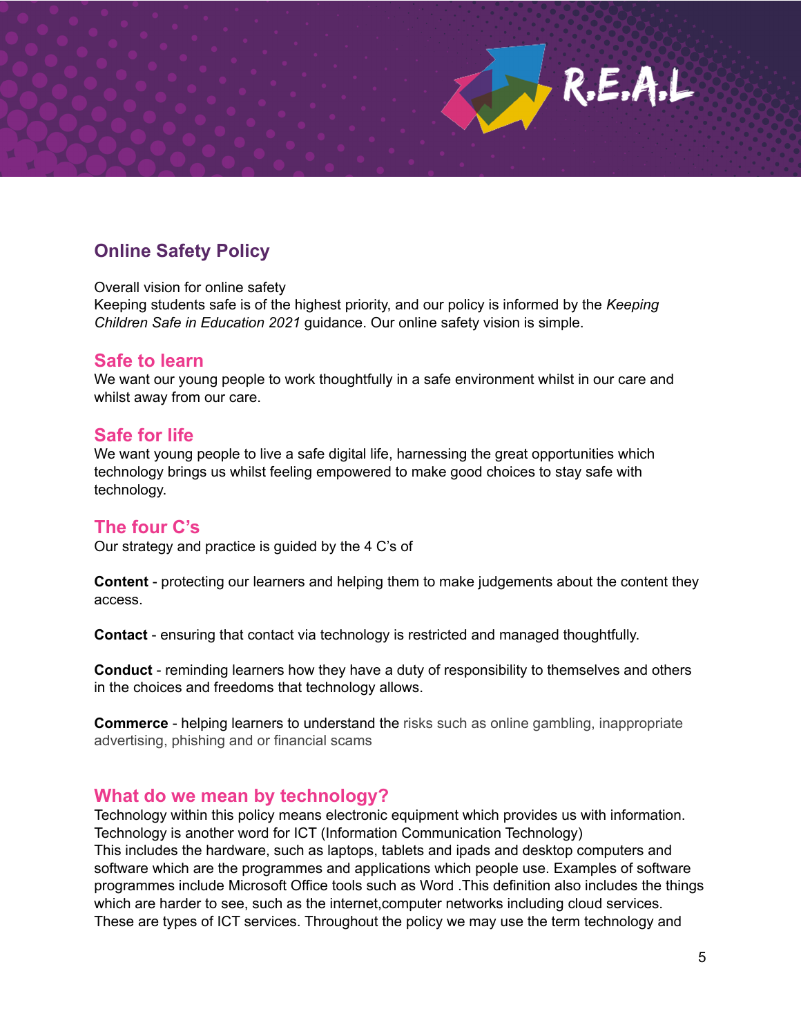## Online Safety Policy

Overall vision for online safety

Keeping students safe is of the highest priority, and our policy is informed by the *Keeping Children Safe in Education 2021* guidance. Our online safety vision is simple.

### Safe to learn

We want our young people to work thoughtfully in a safe environment whilst in our care and whilst away from our care.

### Safe for life

We want young people to live a safe digital life, harnessing the great opportunities which technology brings us whilst feeling empowered to make good choices to stay safe with technology.

### The four C's

Our strategy and practice is guided by the 4 C's of

**Content** - protecting our learners and helping them to make judgements about the content they access.

**Contact** - ensuring that contact via technology is restricted and managed thoughtfully.

**Conduct** - reminding learners how they have a duty of responsibility to themselves and others in the choices and freedoms that technology allows.

**Commerce** - helping learners to understand the risks such as online gambling, inappropriate advertising, phishing and or financial scams

### What do we mean by technology?

Technology within this policy means electronic equipment which provides us with information. Technology is another word for ICT (Information Communication Technology)
This includes the hardware, such as laptops, tablets and ipads and desktop computers and software which are the programmes and applications which people use. Examples of software programmes include Microsoft Office tools such as Word .This definition also includes the things which are harder to see, such as the internet,computer networks including cloud services. These are types of ICT services. Throughout the policy we may use the term technology and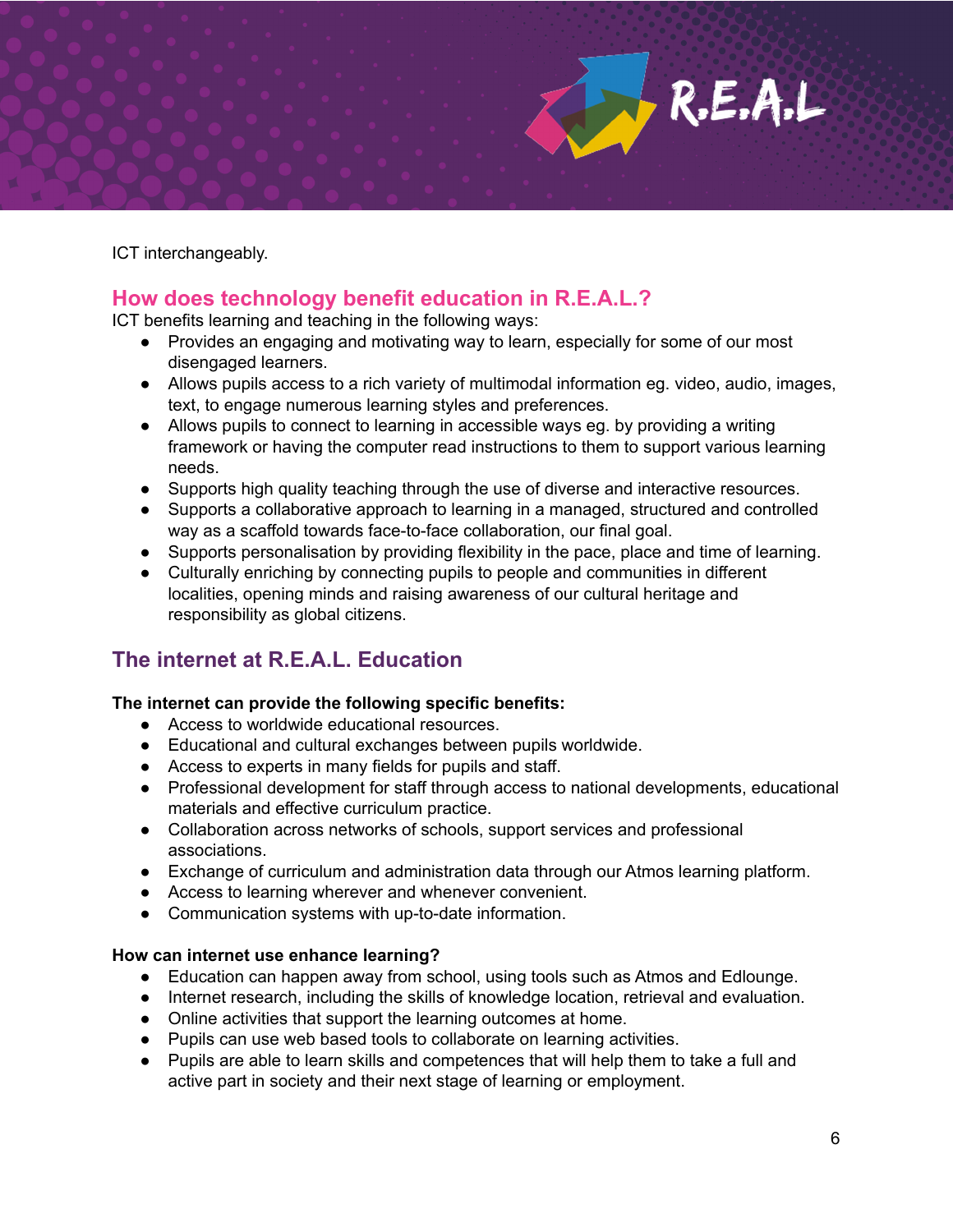ICT interchangeably.

## How does technology benefit education in R.E.A.L.?

ICT benefits learning and teaching in the following ways:

- Provides an engaging and motivating way to learn, especially for some of our most disengaged learners.
- Allows pupils access to a rich variety of multimodal information eg. video, audio, images, text, to engage numerous learning styles and preferences.
- Allows pupils to connect to learning in accessible ways eg. by providing a writing framework or having the computer read instructions to them to support various learning needs.
- Supports high quality teaching through the use of diverse and interactive resources.
- Supports a collaborative approach to learning in a managed, structured and controlled way as a scaffold towards face-to-face collaboration, our final goal.
- Supports personalisation by providing flexibility in the pace, place and time of learning.
- Culturally enriching by connecting pupils to people and communities in different localities, opening minds and raising awareness of our cultural heritage and responsibility as global citizens.

## The internet at R.E.A.L. Education

**The internet can provide the following specific benefits:**

- Access to worldwide educational resources.
- Educational and cultural exchanges between pupils worldwide.
- Access to experts in many fields for pupils and staff.
- Professional development for staff through access to national developments, educational materials and effective curriculum practice.
- Collaboration across networks of schools, support services and professional associations.
- Exchange of curriculum and administration data through our Atmos learning platform.
- Access to learning wherever and whenever convenient.
- Communication systems with up-to-date information.

**How can internet use enhance learning?**

- Education can happen away from school, using tools such as Atmos and Edlounge.
- Internet research, including the skills of knowledge location, retrieval and evaluation.
- Online activities that support the learning outcomes at home.
- Pupils can use web based tools to collaborate on learning activities.
- Pupils are able to learn skills and competences that will help them to take a full and active part in society and their next stage of learning or employment.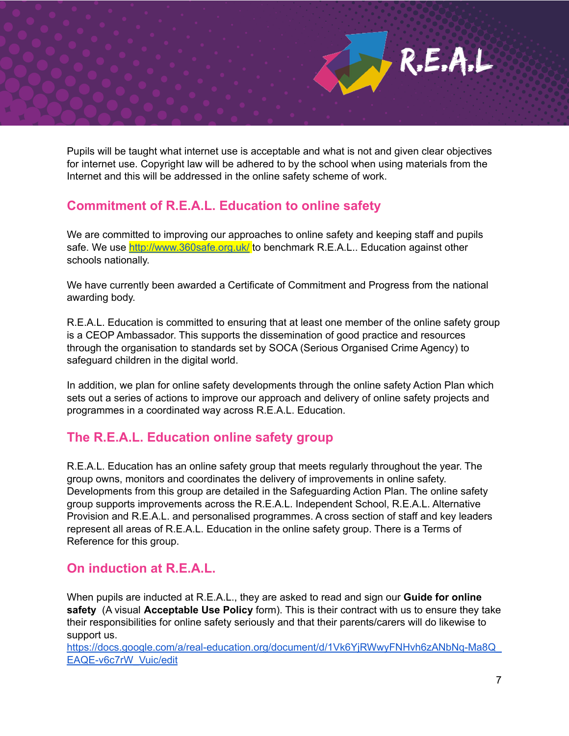Pupils will be taught what internet use is acceptable and what is not and given clear objectives for internet use. Copyright law will be adhered to by the school when using materials from the Internet and this will be addressed in the online safety scheme of work.

## Commitment of R.E.A.L. Education to online safety

We are committed to improving our approaches to online safety and keeping staff and pupils safe. We use http://www.360safe.org.uk/ to benchmark R.E.A.L.. Education against other schools nationally.

We have currently been awarded a Certificate of Commitment and Progress from the national awarding body.

R.E.A.L. Education is committed to ensuring that at least one member of the online safety group is a CEOP Ambassador. This supports the dissemination of good practice and resources through the organisation to standards set by SOCA (Serious Organised Crime Agency) to safeguard children in the digital world.

In addition, we plan for online safety developments through the online safety Action Plan which sets out a series of actions to improve our approach and delivery of online safety projects and programmes in a coordinated way across R.E.A.L. Education.

## The R.E.A.L. Education online safety group

R.E.A.L. Education has an online safety group that meets regularly throughout the year. The group owns, monitors and coordinates the delivery of improvements in online safety. Developments from this group are detailed in the Safeguarding Action Plan. The online safety group supports improvements across the R.E.A.L. Independent School, R.E.A.L. Alternative Provision and R.E.A.L. and personalised programmes. A cross section of staff and key leaders represent all areas of R.E.A.L. Education in the online safety group. There is a Terms of Reference for this group.

## On induction at R.E.A.L.

When pupils are inducted at R.E.A.L., they are asked to read and sign our **Guide for online safety** (A visual **Acceptable Use Policy** form). This is their contract with us to ensure they take their responsibilities for online safety seriously and that their parents/carers will do likewise to support us.
https://docs.google.com/a/real-education.org/document/d/1Vk6YjRWwyFNHvh6zANbNq-Ma8Q_EAQE-v6c7rW_Vuic/edit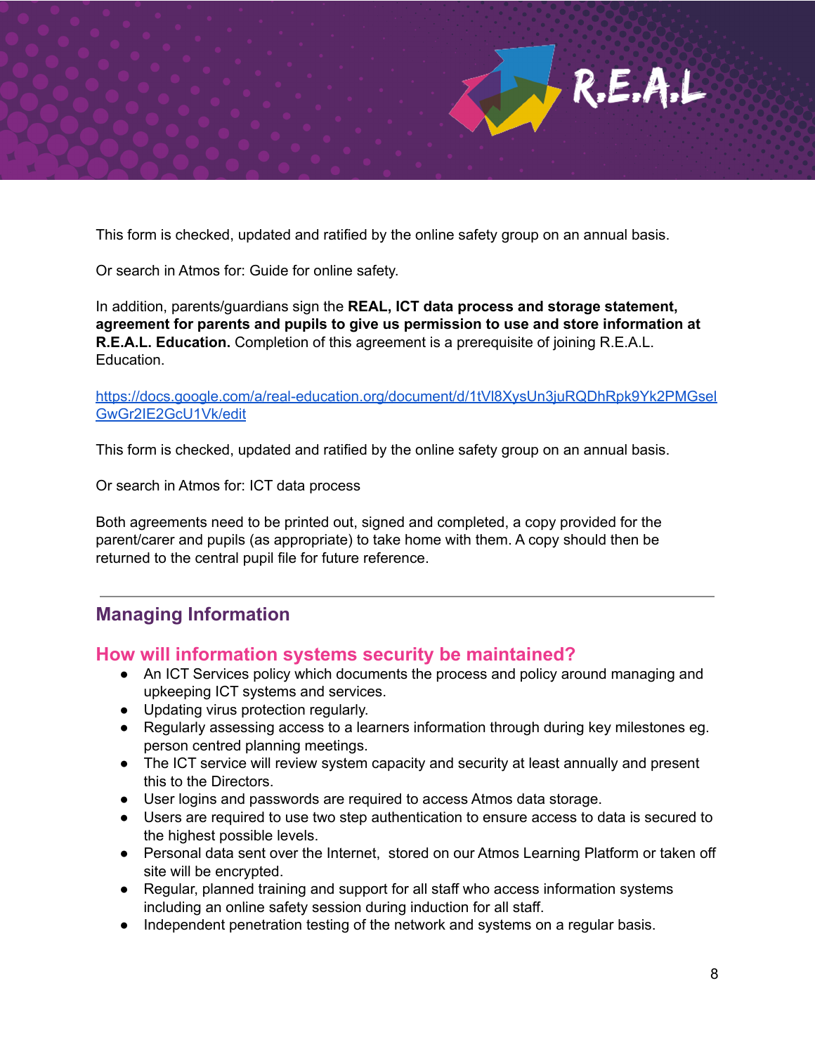This form is checked, updated and ratified by the online safety group on an annual basis.

Or search in Atmos for: Guide for online safety.

In addition, parents/guardians sign the **REAL, ICT data process and storage statement, agreement for parents and pupils to give us permission to use and store information at R.E.A.L. Education.** Completion of this agreement is a prerequisite of joining R.E.A.L. Education.

https://docs.google.com/a/real-education.org/document/d/1tVl8XysUn3juRQDhRpk9Yk2PMGselGwGr2IE2GcU1Vk/edit

This form is checked, updated and ratified by the online safety group on an annual basis.

Or search in Atmos for: ICT data process

Both agreements need to be printed out, signed and completed, a copy provided for the parent/carer and pupils (as appropriate) to take home with them. A copy should then be returned to the central pupil file for future reference.

---

## Managing Information

### How will information systems security be maintained?

- An ICT Services policy which documents the process and policy around managing and upkeeping ICT systems and services.
- Updating virus protection regularly.
- Regularly assessing access to a learners information through during key milestones eg. person centred planning meetings.
- The ICT service will review system capacity and security at least annually and present this to the Directors.
- User logins and passwords are required to access Atmos data storage.
- Users are required to use two step authentication to ensure access to data is secured to the highest possible levels.
- Personal data sent over the Internet, stored on our Atmos Learning Platform or taken off site will be encrypted.
- Regular, planned training and support for all staff who access information systems including an online safety session during induction for all staff.
- Independent penetration testing of the network and systems on a regular basis.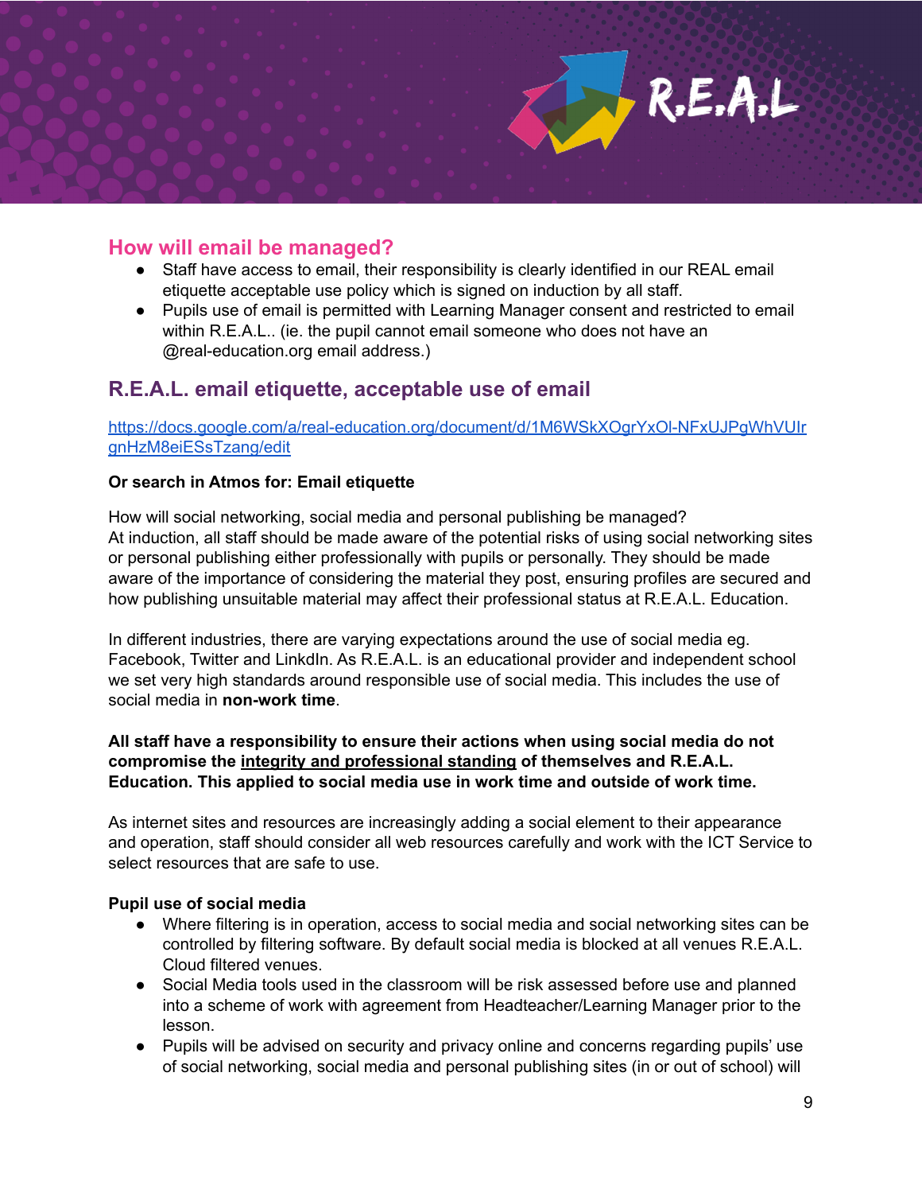## How will email be managed?

- Staff have access to email, their responsibility is clearly identified in our REAL email etiquette acceptable use policy which is signed on induction by all staff.
- Pupils use of email is permitted with Learning Manager consent and restricted to email within R.E.A.L.. (ie. the pupil cannot email someone who does not have an @real-education.org email address.)

## R.E.A.L. email etiquette, acceptable use of email

[https://docs.google.com/a/real-education.org/document/d/1M6WSkXOgrYxOl-NFxUJPgWhVUIrgnHzM8eiESsTzang/edit](https://docs.google.com/a/real-education.org/document/d/1M6WSkXOgrYxOl-NFxUJPgWhVUIrgnHzM8eiESsTzang/edit)

**Or search in Atmos for: Email etiquette**

How will social networking, social media and personal publishing be managed?
At induction, all staff should be made aware of the potential risks of using social networking sites or personal publishing either professionally with pupils or personally. They should be made aware of the importance of considering the material they post, ensuring profiles are secured and how publishing unsuitable material may affect their professional status at R.E.A.L. Education.

In different industries, there are varying expectations around the use of social media eg. Facebook, Twitter and LinkdIn. As R.E.A.L. is an educational provider and independent school we set very high standards around responsible use of social media. This includes the use of social media in **non-work time**.

**All staff have a responsibility to ensure their actions when using social media do not compromise the <u>integrity and professional standing</u> of themselves and R.E.A.L. Education. This applied to social media use in work time and outside of work time.**

As internet sites and resources are increasingly adding a social element to their appearance and operation, staff should consider all web resources carefully and work with the ICT Service to select resources that are safe to use.

**Pupil use of social media**

- Where filtering is in operation, access to social media and social networking sites can be controlled by filtering software. By default social media is blocked at all venues R.E.A.L. Cloud filtered venues.
- Social Media tools used in the classroom will be risk assessed before use and planned into a scheme of work with agreement from Headteacher/Learning Manager prior to the lesson.
- Pupils will be advised on security and privacy online and concerns regarding pupils' use of social networking, social media and personal publishing sites (in or out of school) will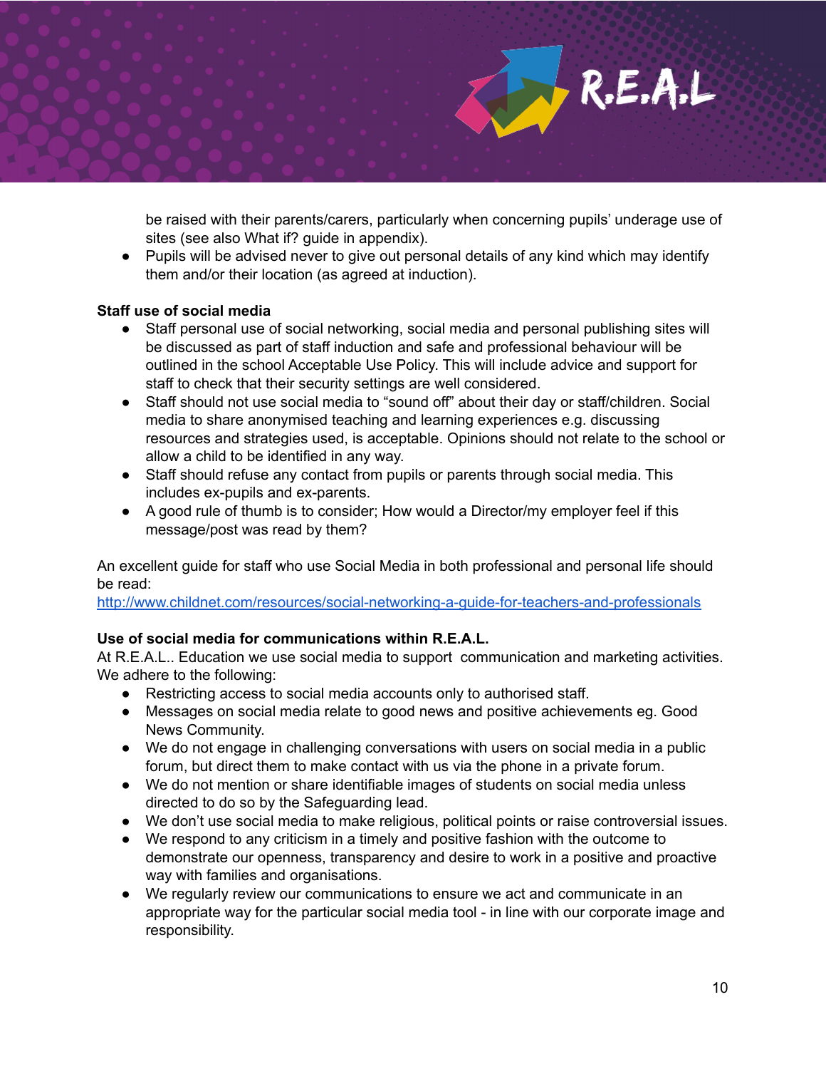be raised with their parents/carers, particularly when concerning pupils' underage use of sites (see also What if? guide in appendix).

- Pupils will be advised never to give out personal details of any kind which may identify them and/or their location (as agreed at induction).

**Staff use of social media**

- Staff personal use of social networking, social media and personal publishing sites will be discussed as part of staff induction and safe and professional behaviour will be outlined in the school Acceptable Use Policy. This will include advice and support for staff to check that their security settings are well considered.
- Staff should not use social media to "sound off" about their day or staff/children. Social media to share anonymised teaching and learning experiences e.g. discussing resources and strategies used, is acceptable. Opinions should not relate to the school or allow a child to be identified in any way.
- Staff should refuse any contact from pupils or parents through social media. This includes ex-pupils and ex-parents.
- A good rule of thumb is to consider; How would a Director/my employer feel if this message/post was read by them?

An excellent guide for staff who use Social Media in both professional and personal life should be read:
[http://www.childnet.com/resources/social-networking-a-guide-for-teachers-and-professionals](http://www.childnet.com/resources/social-networking-a-guide-for-teachers-and-professionals)

**Use of social media for communications within R.E.A.L.**

At R.E.A.L.. Education we use social media to support communication and marketing activities. We adhere to the following:

- Restricting access to social media accounts only to authorised staff.
- Messages on social media relate to good news and positive achievements eg. Good News Community.
- We do not engage in challenging conversations with users on social media in a public forum, but direct them to make contact with us via the phone in a private forum.
- We do not mention or share identifiable images of students on social media unless directed to do so by the Safeguarding lead.
- We don't use social media to make religious, political points or raise controversial issues.
- We respond to any criticism in a timely and positive fashion with the outcome to demonstrate our openness, transparency and desire to work in a positive and proactive way with families and organisations.
- We regularly review our communications to ensure we act and communicate in an appropriate way for the particular social media tool - in line with our corporate image and responsibility.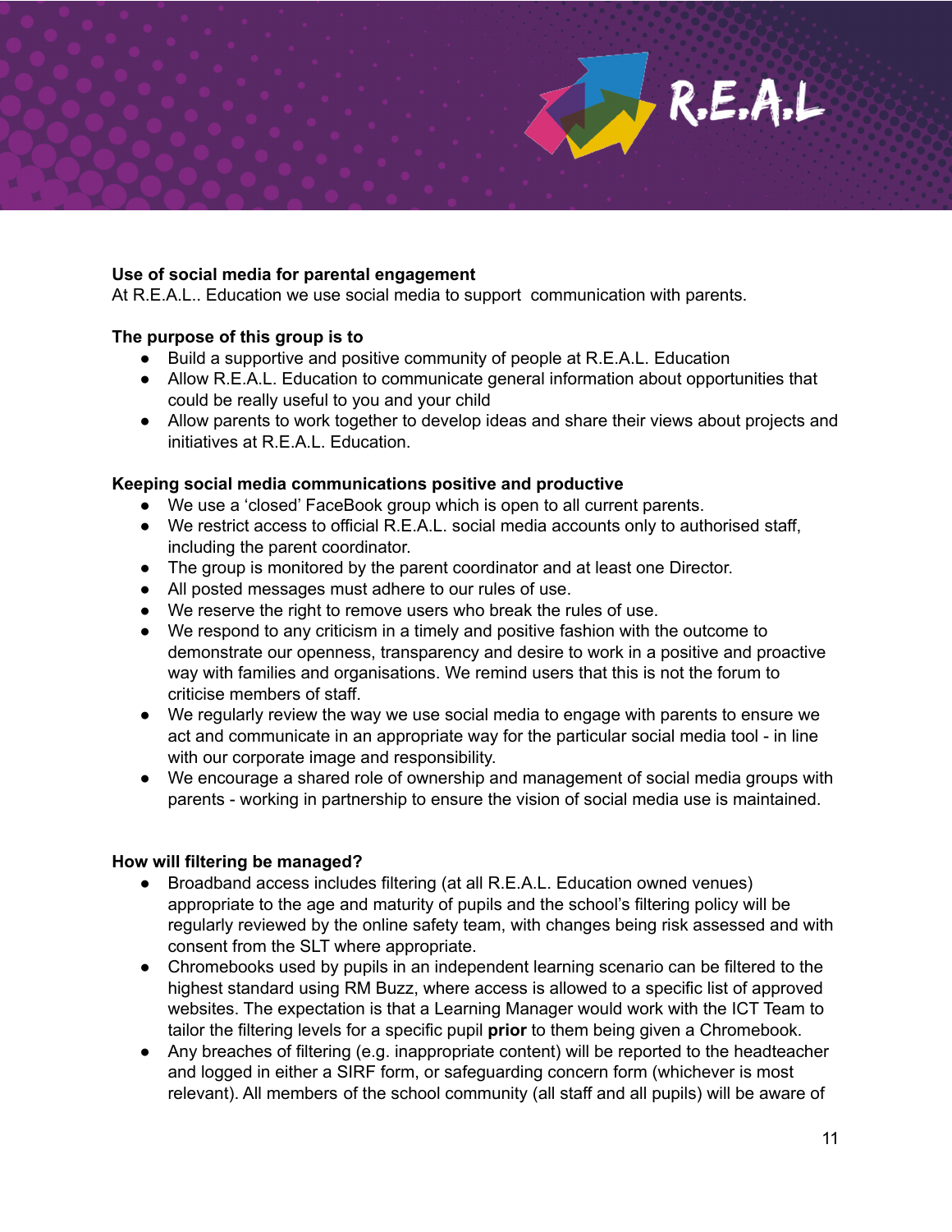**Use of social media for parental engagement**
At R.E.A.L.. Education we use social media to support  communication with parents.

**The purpose of this group is to**

- Build a supportive and positive community of people at R.E.A.L. Education
- Allow R.E.A.L. Education to communicate general information about opportunities that could be really useful to you and your child
- Allow parents to work together to develop ideas and share their views about projects and initiatives at R.E.A.L. Education.

**Keeping social media communications positive and productive**

- We use a 'closed' FaceBook group which is open to all current parents.
- We restrict access to official R.E.A.L. social media accounts only to authorised staff, including the parent coordinator.
- The group is monitored by the parent coordinator and at least one Director.
- All posted messages must adhere to our rules of use.
- We reserve the right to remove users who break the rules of use.
- We respond to any criticism in a timely and positive fashion with the outcome to demonstrate our openness, transparency and desire to work in a positive and proactive way with families and organisations. We remind users that this is not the forum to criticise members of staff.
- We regularly review the way we use social media to engage with parents to ensure we act and communicate in an appropriate way for the particular social media tool - in line with our corporate image and responsibility.
- We encourage a shared role of ownership and management of social media groups with parents - working in partnership to ensure the vision of social media use is maintained.

**How will filtering be managed?**

- Broadband access includes filtering (at all R.E.A.L. Education owned venues) appropriate to the age and maturity of pupils and the school's filtering policy will be regularly reviewed by the online safety team, with changes being risk assessed and with consent from the SLT where appropriate.
- Chromebooks used by pupils in an independent learning scenario can be filtered to the highest standard using RM Buzz, where access is allowed to a specific list of approved websites. The expectation is that a Learning Manager would work with the ICT Team to tailor the filtering levels for a specific pupil **prior** to them being given a Chromebook.
- Any breaches of filtering (e.g. inappropriate content) will be reported to the headteacher and logged in either a SIRF form, or safeguarding concern form (whichever is most relevant). All members of the school community (all staff and all pupils) will be aware of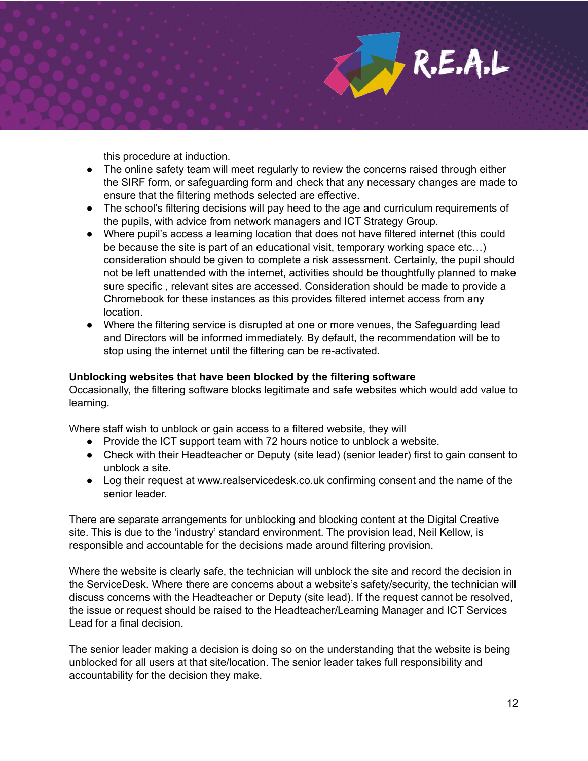this procedure at induction.

- The online safety team will meet regularly to review the concerns raised through either the SIRF form, or safeguarding form and check that any necessary changes are made to ensure that the filtering methods selected are effective.
- The school's filtering decisions will pay heed to the age and curriculum requirements of the pupils, with advice from network managers and ICT Strategy Group.
- Where pupil's access a learning location that does not have filtered internet (this could be because the site is part of an educational visit, temporary working space etc…) consideration should be given to complete a risk assessment. Certainly, the pupil should not be left unattended with the internet, activities should be thoughtfully planned to make sure specific , relevant sites are accessed. Consideration should be made to provide a Chromebook for these instances as this provides filtered internet access from any location.
- Where the filtering service is disrupted at one or more venues, the Safeguarding lead and Directors will be informed immediately. By default, the recommendation will be to stop using the internet until the filtering can be re-activated.

**Unblocking websites that have been blocked by the filtering software**

Occasionally, the filtering software blocks legitimate and safe websites which would add value to learning.

Where staff wish to unblock or gain access to a filtered website, they will

- Provide the ICT support team with 72 hours notice to unblock a website.
- Check with their Headteacher or Deputy (site lead) (senior leader) first to gain consent to unblock a site.
- Log their request at www.realservicedesk.co.uk confirming consent and the name of the senior leader.

There are separate arrangements for unblocking and blocking content at the Digital Creative site. This is due to the 'industry' standard environment. The provision lead, Neil Kellow, is responsible and accountable for the decisions made around filtering provision.

Where the website is clearly safe, the technician will unblock the site and record the decision in the ServiceDesk. Where there are concerns about a website's safety/security, the technician will discuss concerns with the Headteacher or Deputy (site lead). If the request cannot be resolved, the issue or request should be raised to the Headteacher/Learning Manager and ICT Services Lead for a final decision.

The senior leader making a decision is doing so on the understanding that the website is being unblocked for all users at that site/location. The senior leader takes full responsibility and accountability for the decision they make.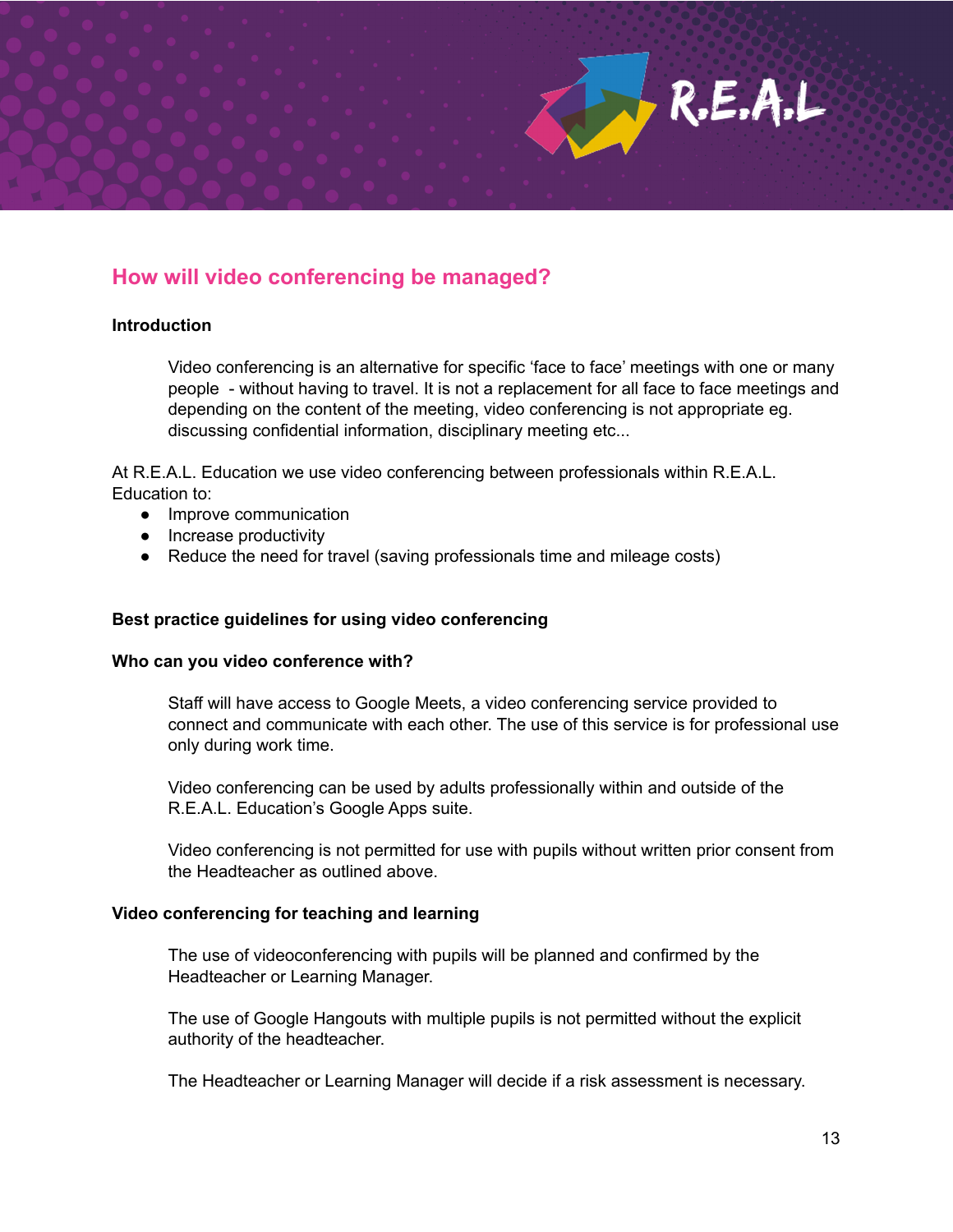## How will video conferencing be managed?

**Introduction**

Video conferencing is an alternative for specific 'face to face' meetings with one or many people - without having to travel. It is not a replacement for all face to face meetings and depending on the content of the meeting, video conferencing is not appropriate eg. discussing confidential information, disciplinary meeting etc...

At R.E.A.L. Education we use video conferencing between professionals within R.E.A.L. Education to:

- Improve communication
- Increase productivity
- Reduce the need for travel (saving professionals time and mileage costs)

**Best practice guidelines for using video conferencing**

**Who can you video conference with?**

Staff will have access to Google Meets, a video conferencing service provided to connect and communicate with each other. The use of this service is for professional use only during work time.

Video conferencing can be used by adults professionally within and outside of the R.E.A.L. Education's Google Apps suite.

Video conferencing is not permitted for use with pupils without written prior consent from the Headteacher as outlined above.

**Video conferencing for teaching and learning**

The use of videoconferencing with pupils will be planned and confirmed by the Headteacher or Learning Manager.

The use of Google Hangouts with multiple pupils is not permitted without the explicit authority of the headteacher.

The Headteacher or Learning Manager will decide if a risk assessment is necessary.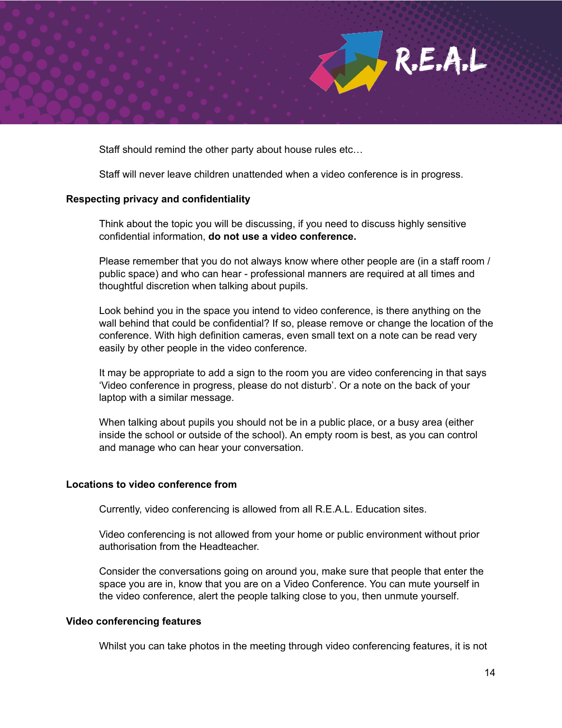Staff should remind the other party about house rules etc…

Staff will never leave children unattended when a video conference is in progress.

**Respecting privacy and confidentiality**

Think about the topic you will be discussing, if you need to discuss highly sensitive confidential information, **do not use a video conference.**

Please remember that you do not always know where other people are (in a staff room / public space) and who can hear - professional manners are required at all times and thoughtful discretion when talking about pupils.

Look behind you in the space you intend to video conference, is there anything on the wall behind that could be confidential? If so, please remove or change the location of the conference. With high definition cameras, even small text on a note can be read very easily by other people in the video conference.

It may be appropriate to add a sign to the room you are video conferencing in that says 'Video conference in progress, please do not disturb'. Or a note on the back of your laptop with a similar message.

When talking about pupils you should not be in a public place, or a busy area (either inside the school or outside of the school). An empty room is best, as you can control and manage who can hear your conversation.

**Locations to video conference from**

Currently, video conferencing is allowed from all R.E.A.L. Education sites.

Video conferencing is not allowed from your home or public environment without prior authorisation from the Headteacher.

Consider the conversations going on around you, make sure that people that enter the space you are in, know that you are on a Video Conference. You can mute yourself in the video conference, alert the people talking close to you, then unmute yourself.

**Video conferencing features**

Whilst you can take photos in the meeting through video conferencing features, it is not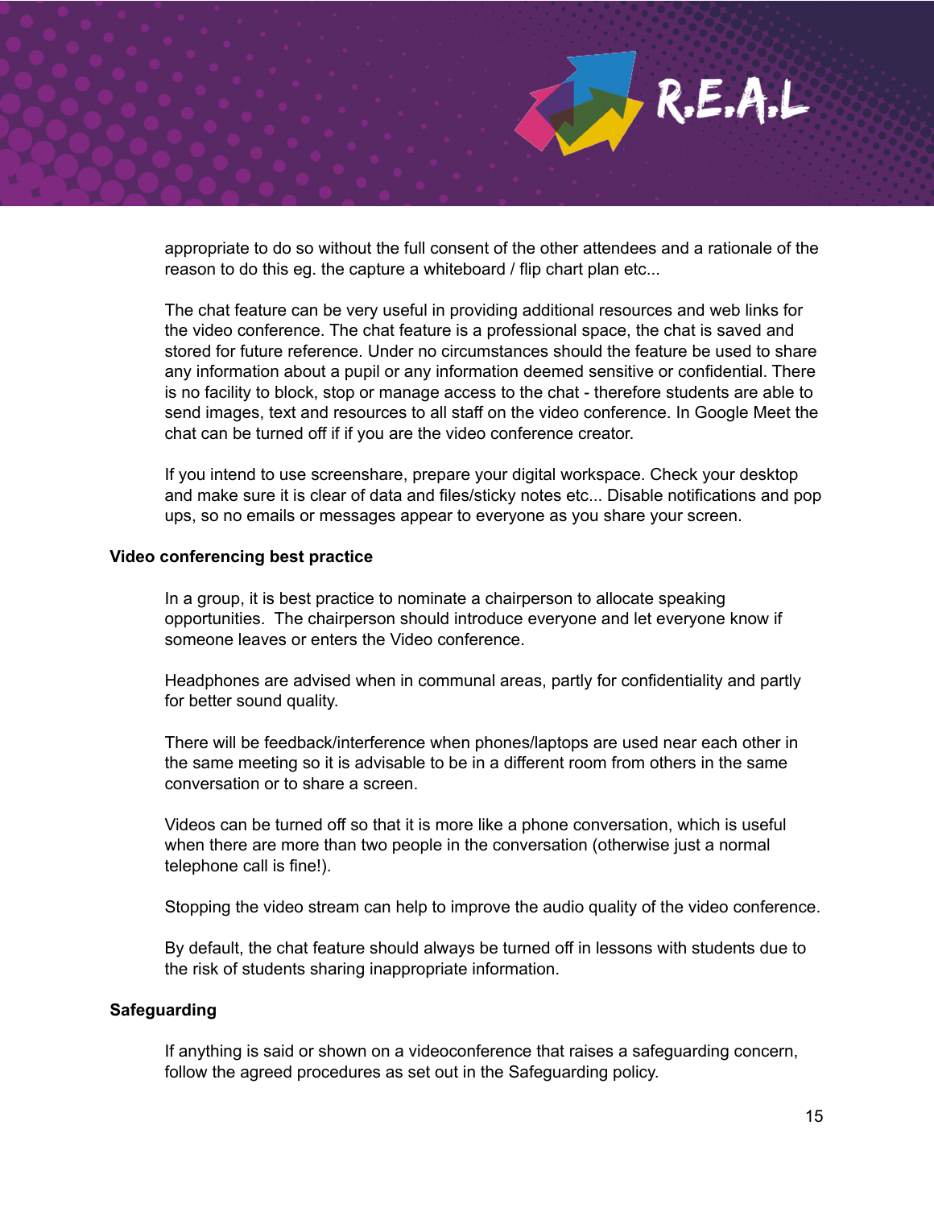appropriate to do so without the full consent of the other attendees and a rationale of the reason to do this eg. the capture a whiteboard / flip chart plan etc...

The chat feature can be very useful in providing additional resources and web links for the video conference. The chat feature is a professional space, the chat is saved and stored for future reference. Under no circumstances should the feature be used to share any information about a pupil or any information deemed sensitive or confidential. There is no facility to block, stop or manage access to the chat - therefore students are able to send images, text and resources to all staff on the video conference. In Google Meet the chat can be turned off if if you are the video conference creator.

If you intend to use screenshare, prepare your digital workspace. Check your desktop and make sure it is clear of data and files/sticky notes etc... Disable notifications and pop ups, so no emails or messages appear to everyone as you share your screen.

**Video conferencing best practice**

In a group, it is best practice to nominate a chairperson to allocate speaking opportunities. The chairperson should introduce everyone and let everyone know if someone leaves or enters the Video conference.

Headphones are advised when in communal areas, partly for confidentiality and partly for better sound quality.

There will be feedback/interference when phones/laptops are used near each other in the same meeting so it is advisable to be in a different room from others in the same conversation or to share a screen.

Videos can be turned off so that it is more like a phone conversation, which is useful when there are more than two people in the conversation (otherwise just a normal telephone call is fine!).

Stopping the video stream can help to improve the audio quality of the video conference.

By default, the chat feature should always be turned off in lessons with students due to the risk of students sharing inappropriate information.

**Safeguarding**

If anything is said or shown on a videoconference that raises a safeguarding concern, follow the agreed procedures as set out in the Safeguarding policy.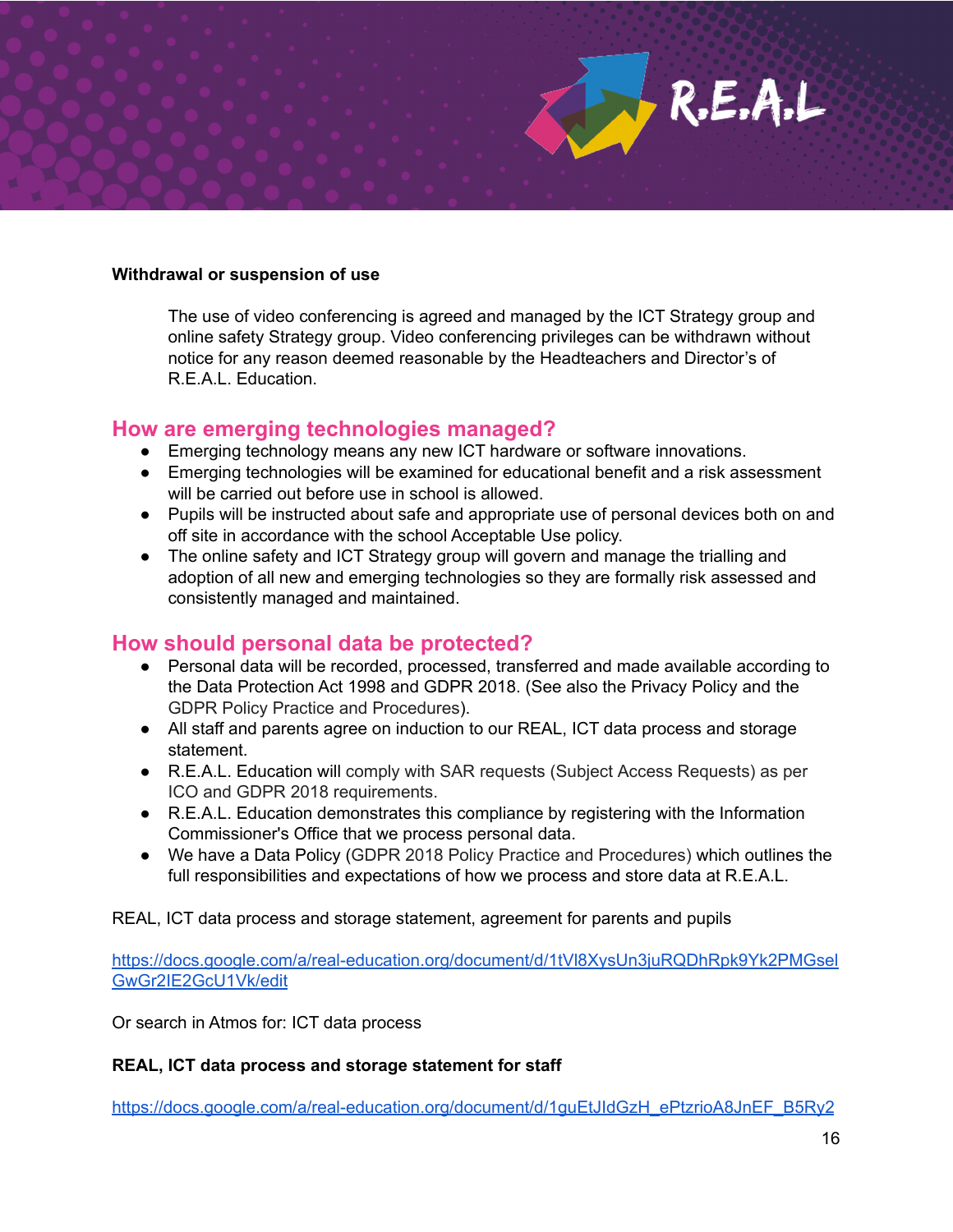**Withdrawal or suspension of use**

The use of video conferencing is agreed and managed by the ICT Strategy group and online safety Strategy group. Video conferencing privileges can be withdrawn without notice for any reason deemed reasonable by the Headteachers and Director's of R.E.A.L. Education.

## How are emerging technologies managed?

- Emerging technology means any new ICT hardware or software innovations.
- Emerging technologies will be examined for educational benefit and a risk assessment will be carried out before use in school is allowed.
- Pupils will be instructed about safe and appropriate use of personal devices both on and off site in accordance with the school Acceptable Use policy.
- The online safety and ICT Strategy group will govern and manage the trialling and adoption of all new and emerging technologies so they are formally risk assessed and consistently managed and maintained.

## How should personal data be protected?

- Personal data will be recorded, processed, transferred and made available according to the Data Protection Act 1998 and GDPR 2018. (See also the Privacy Policy and the GDPR Policy Practice and Procedures).
- All staff and parents agree on induction to our REAL, ICT data process and storage statement.
- R.E.A.L. Education will comply with SAR requests (Subject Access Requests) as per ICO and GDPR 2018 requirements.
- R.E.A.L. Education demonstrates this compliance by registering with the Information Commissioner's Office that we process personal data.
- We have a Data Policy (GDPR 2018 Policy Practice and Procedures) which outlines the full responsibilities and expectations of how we process and store data at R.E.A.L.

REAL, ICT data process and storage statement, agreement for parents and pupils

https://docs.google.com/a/real-education.org/document/d/1tVl8XysUn3juRQDhRpk9Yk2PMGselGwGr2IE2GcU1Vk/edit

Or search in Atmos for: ICT data process

**REAL, ICT data process and storage statement for staff**

https://docs.google.com/a/real-education.org/document/d/1guEtJldGzH_ePtzrioA8JnEF_B5Ry2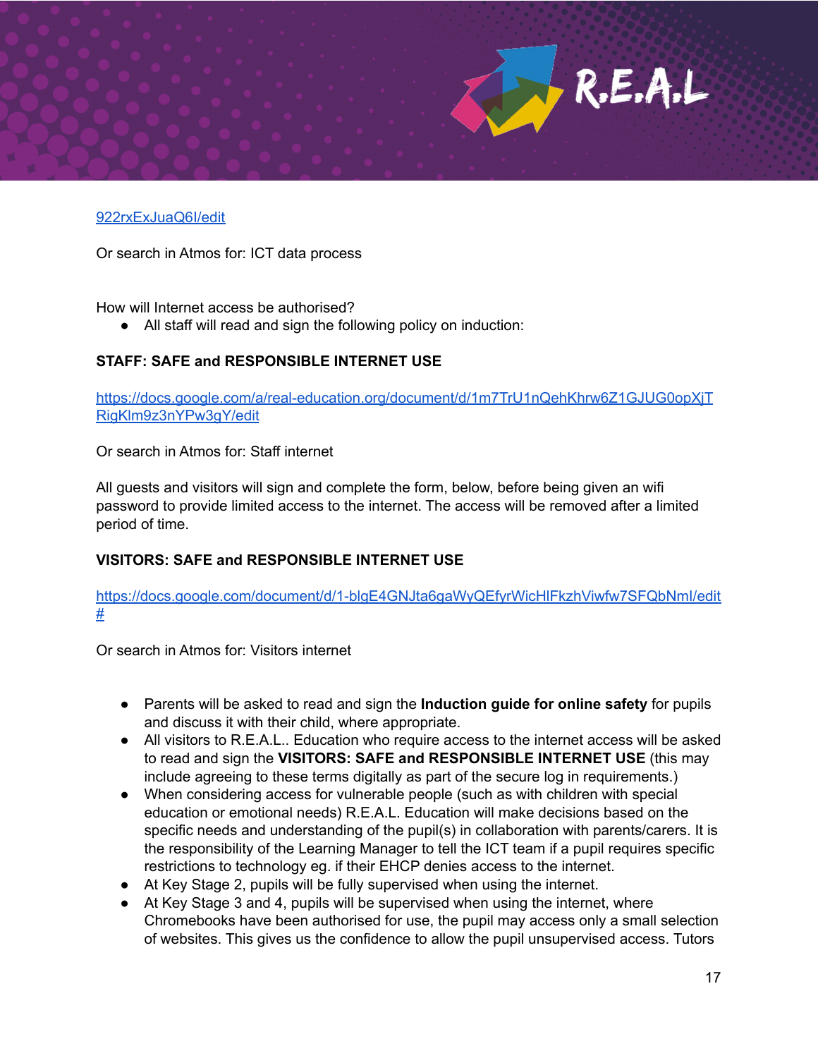[922rxExJuaQ6l/edit](922rxExJuaQ6l/edit)

Or search in Atmos for: ICT data process

How will Internet access be authorised?

- All staff will read and sign the following policy on induction:

**STAFF: SAFE and RESPONSIBLE INTERNET USE**

[https://docs.google.com/a/real-education.org/document/d/1m7TrU1nQehKhrw6Z1GJUG0opXjTRigKlm9z3nYPw3gY/edit](https://docs.google.com/a/real-education.org/document/d/1m7TrU1nQehKhrw6Z1GJUG0opXjTRigKlm9z3nYPw3gY/edit)

Or search in Atmos for: Staff internet

All guests and visitors will sign and complete the form, below, before being given an wifi password to provide limited access to the internet. The access will be removed after a limited period of time.

**VISITORS: SAFE and RESPONSIBLE INTERNET USE**

[https://docs.google.com/document/d/1-blgE4GNJta6gaWyQEfyrWicHlFkzhViwfw7SFQbNml/edit#](https://docs.google.com/document/d/1-blgE4GNJta6gaWyQEfyrWicHlFkzhViwfw7SFQbNml/edit#)

Or search in Atmos for: Visitors internet

- Parents will be asked to read and sign the **Induction guide for online safety** for pupils and discuss it with their child, where appropriate.
- All visitors to R.E.A.L.. Education who require access to the internet access will be asked to read and sign the **VISITORS: SAFE and RESPONSIBLE INTERNET USE** (this may include agreeing to these terms digitally as part of the secure log in requirements.)
- When considering access for vulnerable people (such as with children with special education or emotional needs) R.E.A.L. Education will make decisions based on the specific needs and understanding of the pupil(s) in collaboration with parents/carers. It is the responsibility of the Learning Manager to tell the ICT team if a pupil requires specific restrictions to technology eg. if their EHCP denies access to the internet.
- At Key Stage 2, pupils will be fully supervised when using the internet.
- At Key Stage 3 and 4, pupils will be supervised when using the internet, where Chromebooks have been authorised for use, the pupil may access only a small selection of websites. This gives us the confidence to allow the pupil unsupervised access. Tutors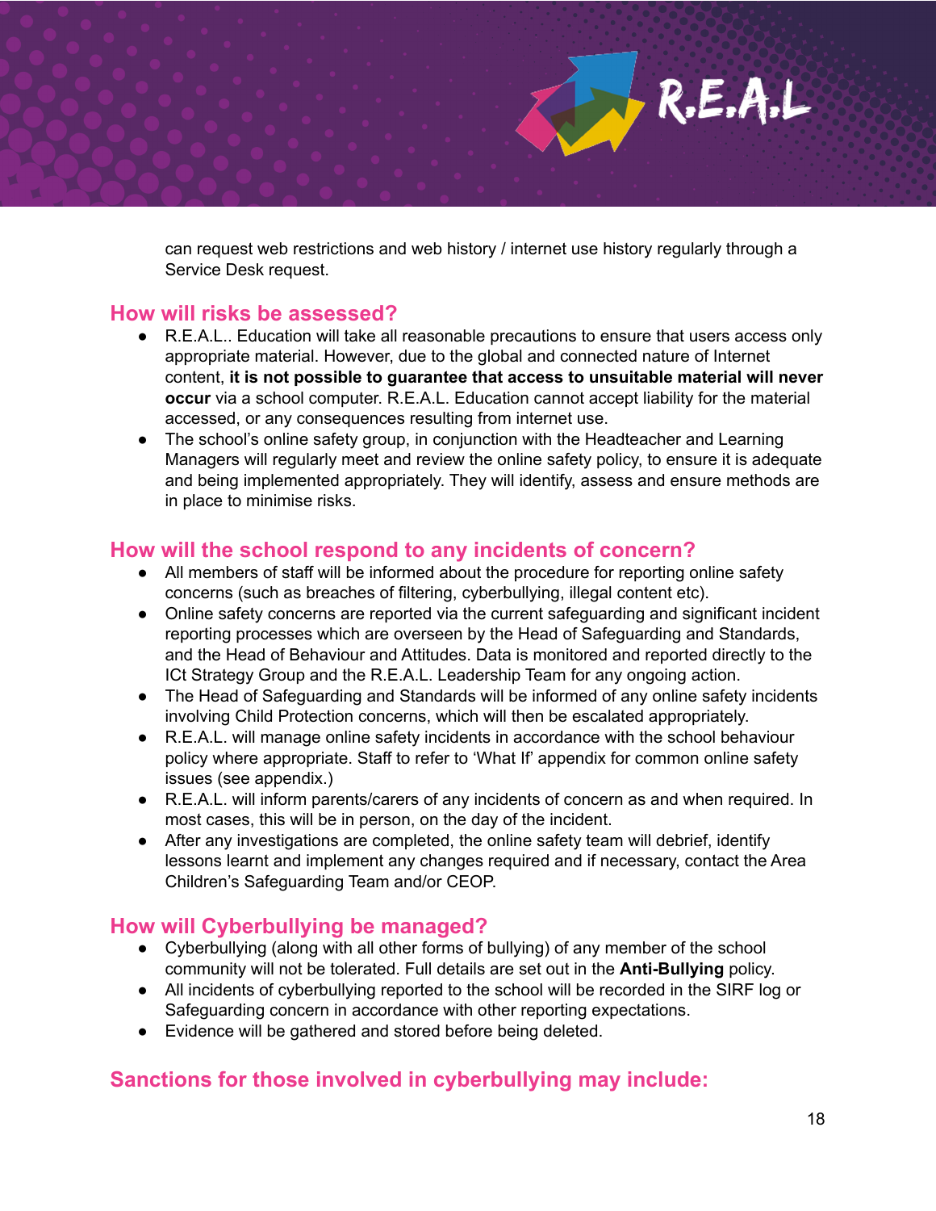can request web restrictions and web history / internet use history regularly through a Service Desk request.

## How will risks be assessed?

- R.E.A.L.. Education will take all reasonable precautions to ensure that users access only appropriate material. However, due to the global and connected nature of Internet content, **it is not possible to guarantee that access to unsuitable material will never occur** via a school computer. R.E.A.L. Education cannot accept liability for the material accessed, or any consequences resulting from internet use.
- The school's online safety group, in conjunction with the Headteacher and Learning Managers will regularly meet and review the online safety policy, to ensure it is adequate and being implemented appropriately. They will identify, assess and ensure methods are in place to minimise risks.

## How will the school respond to any incidents of concern?

- All members of staff will be informed about the procedure for reporting online safety concerns (such as breaches of filtering, cyberbullying, illegal content etc).
- Online safety concerns are reported via the current safeguarding and significant incident reporting processes which are overseen by the Head of Safeguarding and Standards, and the Head of Behaviour and Attitudes. Data is monitored and reported directly to the ICt Strategy Group and the R.E.A.L. Leadership Team for any ongoing action.
- The Head of Safeguarding and Standards will be informed of any online safety incidents involving Child Protection concerns, which will then be escalated appropriately.
- R.E.A.L. will manage online safety incidents in accordance with the school behaviour policy where appropriate. Staff to refer to 'What If' appendix for common online safety issues (see appendix.)
- R.E.A.L. will inform parents/carers of any incidents of concern as and when required. In most cases, this will be in person, on the day of the incident.
- After any investigations are completed, the online safety team will debrief, identify lessons learnt and implement any changes required and if necessary, contact the Area Children's Safeguarding Team and/or CEOP.

## How will Cyberbullying be managed?

- Cyberbullying (along with all other forms of bullying) of any member of the school community will not be tolerated. Full details are set out in the **Anti-Bullying** policy.
- All incidents of cyberbullying reported to the school will be recorded in the SIRF log or Safeguarding concern in accordance with other reporting expectations.
- Evidence will be gathered and stored before being deleted.

## Sanctions for those involved in cyberbullying may include: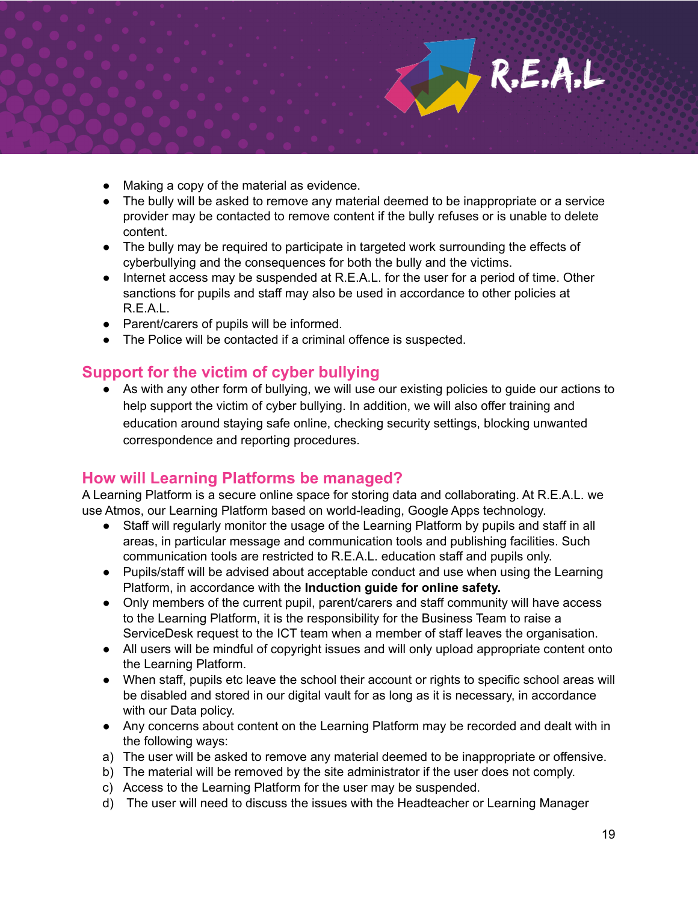- Making a copy of the material as evidence.
- The bully will be asked to remove any material deemed to be inappropriate or a service provider may be contacted to remove content if the bully refuses or is unable to delete content.
- The bully may be required to participate in targeted work surrounding the effects of cyberbullying and the consequences for both the bully and the victims.
- Internet access may be suspended at R.E.A.L. for the user for a period of time. Other sanctions for pupils and staff may also be used in accordance to other policies at R.E.A.L.
- Parent/carers of pupils will be informed.
- The Police will be contacted if a criminal offence is suspected.

## Support for the victim of cyber bullying

- As with any other form of bullying, we will use our existing policies to guide our actions to help support the victim of cyber bullying. In addition, we will also offer training and education around staying safe online, checking security settings, blocking unwanted correspondence and reporting procedures.

## How will Learning Platforms be managed?

A Learning Platform is a secure online space for storing data and collaborating. At R.E.A.L. we use Atmos, our Learning Platform based on world-leading, Google Apps technology.

- Staff will regularly monitor the usage of the Learning Platform by pupils and staff in all areas, in particular message and communication tools and publishing facilities. Such communication tools are restricted to R.E.A.L. education staff and pupils only.
- Pupils/staff will be advised about acceptable conduct and use when using the Learning Platform, in accordance with the **Induction guide for online safety.**
- Only members of the current pupil, parent/carers and staff community will have access to the Learning Platform, it is the responsibility for the Business Team to raise a ServiceDesk request to the ICT team when a member of staff leaves the organisation.
- All users will be mindful of copyright issues and will only upload appropriate content onto the Learning Platform.
- When staff, pupils etc leave the school their account or rights to specific school areas will be disabled and stored in our digital vault for as long as it is necessary, in accordance with our Data policy.
- Any concerns about content on the Learning Platform may be recorded and dealt with in the following ways:

a) The user will be asked to remove any material deemed to be inappropriate or offensive.
b) The material will be removed by the site administrator if the user does not comply.
c) Access to the Learning Platform for the user may be suspended.
d) The user will need to discuss the issues with the Headteacher or Learning Manager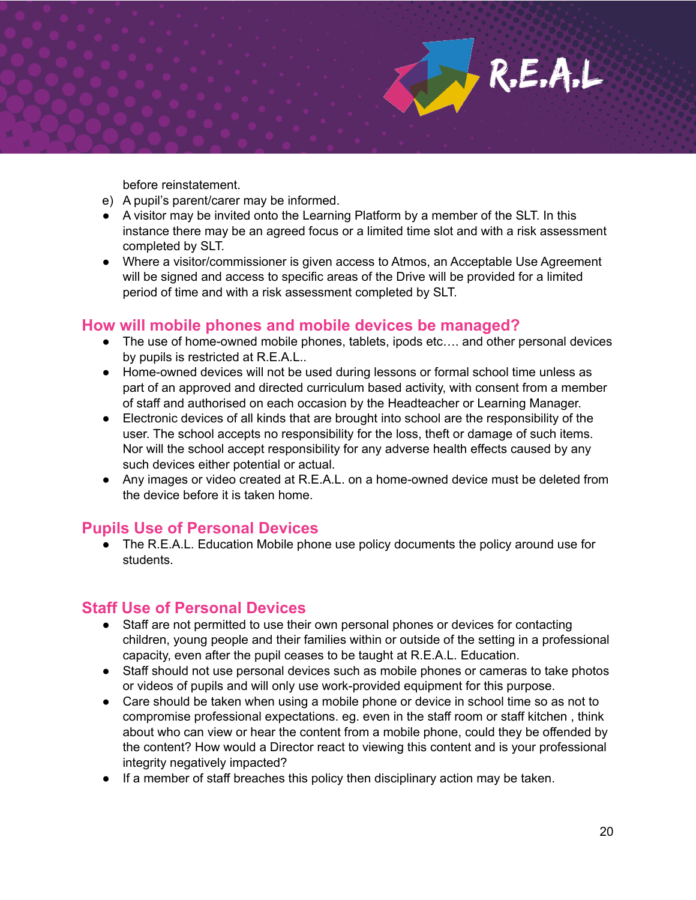before reinstatement.

e) A pupil's parent/carer may be informed.

- A visitor may be invited onto the Learning Platform by a member of the SLT. In this instance there may be an agreed focus or a limited time slot and with a risk assessment completed by SLT.
- Where a visitor/commissioner is given access to Atmos, an Acceptable Use Agreement will be signed and access to specific areas of the Drive will be provided for a limited period of time and with a risk assessment completed by SLT.

## How will mobile phones and mobile devices be managed?

- The use of home-owned mobile phones, tablets, ipods etc…. and other personal devices by pupils is restricted at R.E.A.L..
- Home-owned devices will not be used during lessons or formal school time unless as part of an approved and directed curriculum based activity, with consent from a member of staff and authorised on each occasion by the Headteacher or Learning Manager.
- Electronic devices of all kinds that are brought into school are the responsibility of the user. The school accepts no responsibility for the loss, theft or damage of such items. Nor will the school accept responsibility for any adverse health effects caused by any such devices either potential or actual.
- Any images or video created at R.E.A.L. on a home-owned device must be deleted from the device before it is taken home.

## Pupils Use of Personal Devices

- The R.E.A.L. Education Mobile phone use policy documents the policy around use for students.

## Staff Use of Personal Devices

- Staff are not permitted to use their own personal phones or devices for contacting children, young people and their families within or outside of the setting in a professional capacity, even after the pupil ceases to be taught at R.E.A.L. Education.
- Staff should not use personal devices such as mobile phones or cameras to take photos or videos of pupils and will only use work-provided equipment for this purpose.
- Care should be taken when using a mobile phone or device in school time so as not to compromise professional expectations. eg. even in the staff room or staff kitchen , think about who can view or hear the content from a mobile phone, could they be offended by the content? How would a Director react to viewing this content and is your professional integrity negatively impacted?
- If a member of staff breaches this policy then disciplinary action may be taken.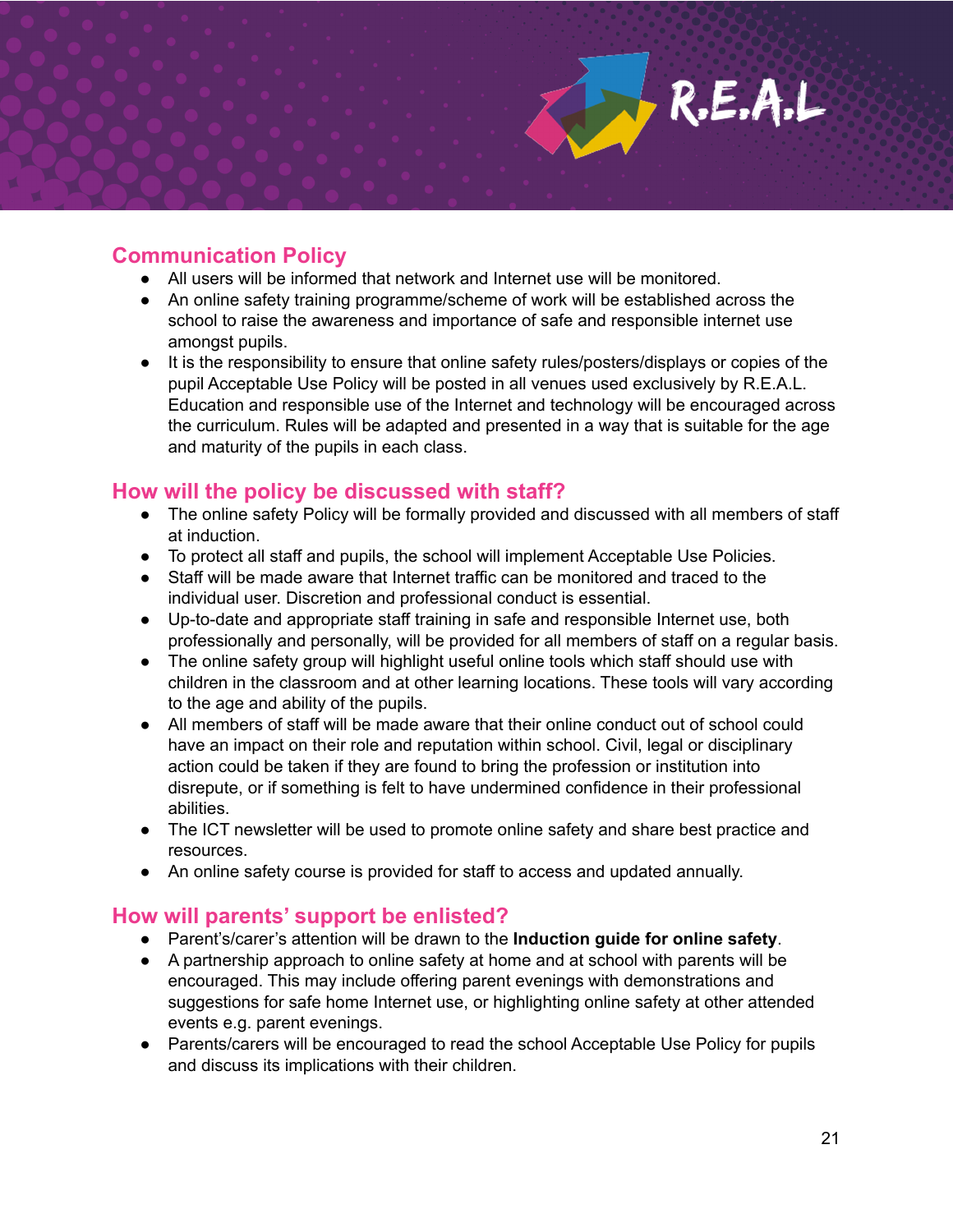## Communication Policy

- All users will be informed that network and Internet use will be monitored.
- An online safety training programme/scheme of work will be established across the school to raise the awareness and importance of safe and responsible internet use amongst pupils.
- It is the responsibility to ensure that online safety rules/posters/displays or copies of the pupil Acceptable Use Policy will be posted in all venues used exclusively by R.E.A.L. Education and responsible use of the Internet and technology will be encouraged across the curriculum. Rules will be adapted and presented in a way that is suitable for the age and maturity of the pupils in each class.

## How will the policy be discussed with staff?

- The online safety Policy will be formally provided and discussed with all members of staff at induction.
- To protect all staff and pupils, the school will implement Acceptable Use Policies.
- Staff will be made aware that Internet traffic can be monitored and traced to the individual user. Discretion and professional conduct is essential.
- Up-to-date and appropriate staff training in safe and responsible Internet use, both professionally and personally, will be provided for all members of staff on a regular basis.
- The online safety group will highlight useful online tools which staff should use with children in the classroom and at other learning locations. These tools will vary according to the age and ability of the pupils.
- All members of staff will be made aware that their online conduct out of school could have an impact on their role and reputation within school. Civil, legal or disciplinary action could be taken if they are found to bring the profession or institution into disrepute, or if something is felt to have undermined confidence in their professional abilities.
- The ICT newsletter will be used to promote online safety and share best practice and resources.
- An online safety course is provided for staff to access and updated annually.

## How will parents' support be enlisted?

- Parent's/carer's attention will be drawn to the **Induction guide for online safety**.
- A partnership approach to online safety at home and at school with parents will be encouraged. This may include offering parent evenings with demonstrations and suggestions for safe home Internet use, or highlighting online safety at other attended events e.g. parent evenings.
- Parents/carers will be encouraged to read the school Acceptable Use Policy for pupils and discuss its implications with their children.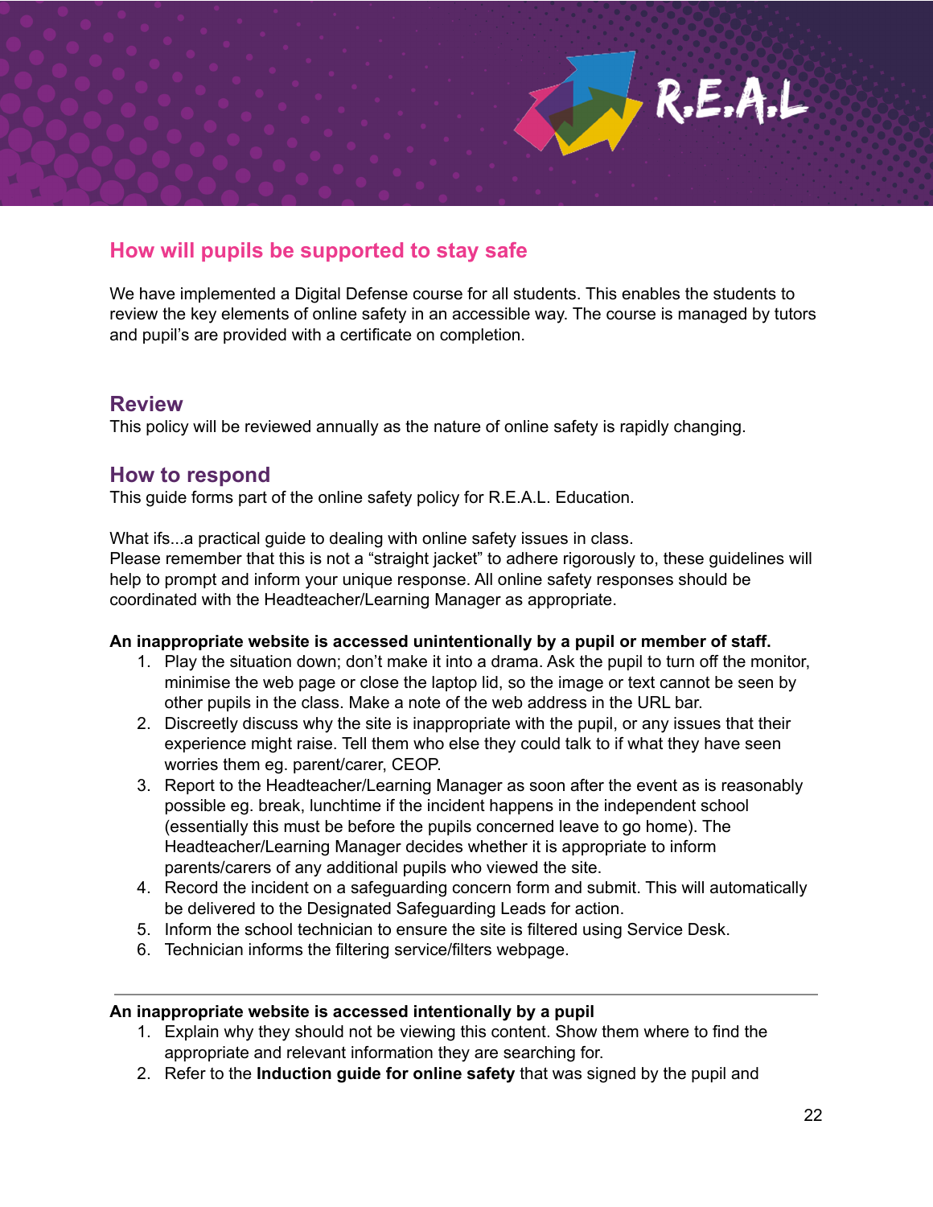## How will pupils be supported to stay safe

We have implemented a Digital Defense course for all students. This enables the students to review the key elements of online safety in an accessible way. The course is managed by tutors and pupil's are provided with a certificate on completion.

## Review

This policy will be reviewed annually as the nature of online safety is rapidly changing.

## How to respond

This guide forms part of the online safety policy for R.E.A.L. Education.

What ifs...a practical guide to dealing with online safety issues in class.
Please remember that this is not a "straight jacket" to adhere rigorously to, these guidelines will help to prompt and inform your unique response. All online safety responses should be coordinated with the Headteacher/Learning Manager as appropriate.

**An inappropriate website is accessed unintentionally by a pupil or member of staff.**

1. Play the situation down; don't make it into a drama. Ask the pupil to turn off the monitor, minimise the web page or close the laptop lid, so the image or text cannot be seen by other pupils in the class. Make a note of the web address in the URL bar.
2. Discreetly discuss why the site is inappropriate with the pupil, or any issues that their experience might raise. Tell them who else they could talk to if what they have seen worries them eg. parent/carer, CEOP.
3. Report to the Headteacher/Learning Manager as soon after the event as is reasonably possible eg. break, lunchtime if the incident happens in the independent school (essentially this must be before the pupils concerned leave to go home). The Headteacher/Learning Manager decides whether it is appropriate to inform parents/carers of any additional pupils who viewed the site.
4. Record the incident on a safeguarding concern form and submit. This will automatically be delivered to the Designated Safeguarding Leads for action.
5. Inform the school technician to ensure the site is filtered using Service Desk.
6. Technician informs the filtering service/filters webpage.

---

**An inappropriate website is accessed intentionally by a pupil**

1. Explain why they should not be viewing this content. Show them where to find the appropriate and relevant information they are searching for.
2. Refer to the **Induction guide for online safety** that was signed by the pupil and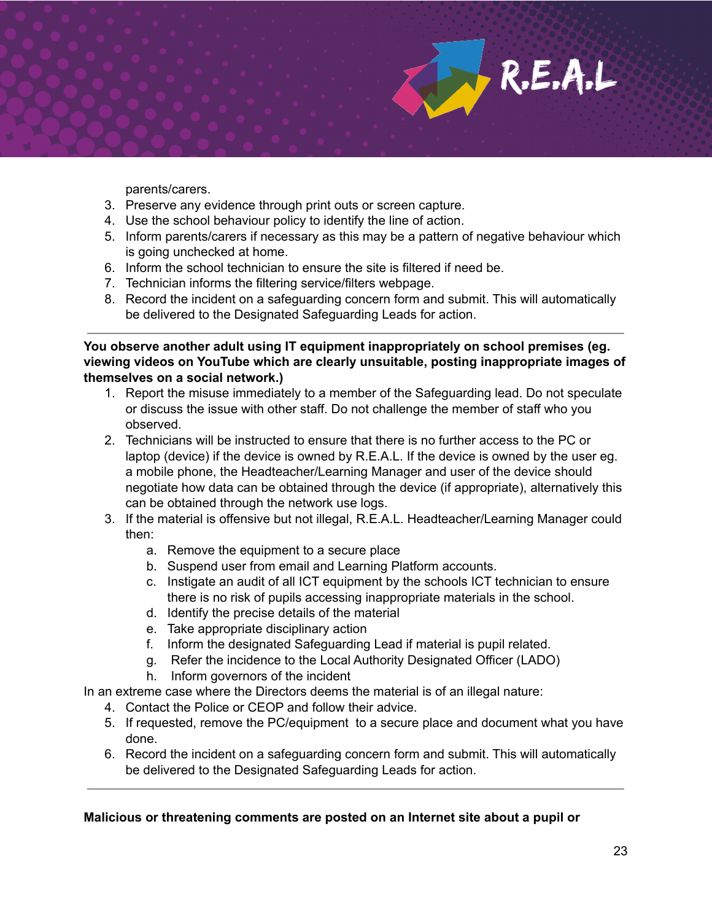parents/carers.

3. Preserve any evidence through print outs or screen capture.
4. Use the school behaviour policy to identify the line of action.
5. Inform parents/carers if necessary as this may be a pattern of negative behaviour which is going unchecked at home.
6. Inform the school technician to ensure the site is filtered if need be.
7. Technician informs the filtering service/filters webpage.
8. Record the incident on a safeguarding concern form and submit. This will automatically be delivered to the Designated Safeguarding Leads for action.

---

**You observe another adult using IT equipment inappropriately on school premises (eg. viewing videos on YouTube which are clearly unsuitable, posting inappropriate images of themselves on a social network.)**

1. Report the misuse immediately to a member of the Safeguarding lead. Do not speculate or discuss the issue with other staff. Do not challenge the member of staff who you observed.
2. Technicians will be instructed to ensure that there is no further access to the PC or laptop (device) if the device is owned by R.E.A.L. If the device is owned by the user eg. a mobile phone, the Headteacher/Learning Manager and user of the device should negotiate how data can be obtained through the device (if appropriate), alternatively this can be obtained through the network use logs.
3. If the material is offensive but not illegal, R.E.A.L. Headteacher/Learning Manager could then:
    a. Remove the equipment to a secure place
    b. Suspend user from email and Learning Platform accounts.
    c. Instigate an audit of all ICT equipment by the schools ICT technician to ensure there is no risk of pupils accessing inappropriate materials in the school.
    d. Identify the precise details of the material
    e. Take appropriate disciplinary action
    f. Inform the designated Safeguarding Lead if material is pupil related.
    g. Refer the incidence to the Local Authority Designated Officer (LADO)
    h. Inform governors of the incident

In an extreme case where the Directors deems the material is of an illegal nature:

4. Contact the Police or CEOP and follow their advice.
5. If requested, remove the PC/equipment to a secure place and document what you have done.
6. Record the incident on a safeguarding concern form and submit. This will automatically be delivered to the Designated Safeguarding Leads for action.

---

**Malicious or threatening comments are posted on an Internet site about a pupil or**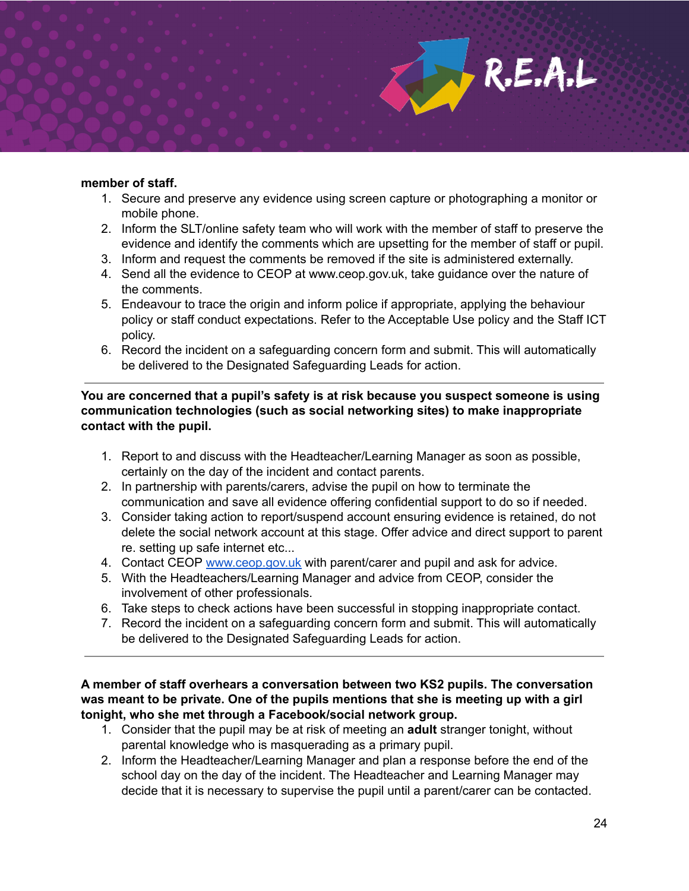**member of staff.**

1. Secure and preserve any evidence using screen capture or photographing a monitor or mobile phone.
2. Inform the SLT/online safety team who will work with the member of staff to preserve the evidence and identify the comments which are upsetting for the member of staff or pupil.
3. Inform and request the comments be removed if the site is administered externally.
4. Send all the evidence to CEOP at www.ceop.gov.uk, take guidance over the nature of the comments.
5. Endeavour to trace the origin and inform police if appropriate, applying the behaviour policy or staff conduct expectations. Refer to the Acceptable Use policy and the Staff ICT policy.
6. Record the incident on a safeguarding concern form and submit. This will automatically be delivered to the Designated Safeguarding Leads for action.

---

**You are concerned that a pupil's safety is at risk because you suspect someone is using communication technologies (such as social networking sites) to make inappropriate contact with the pupil.**

1. Report to and discuss with the Headteacher/Learning Manager as soon as possible, certainly on the day of the incident and contact parents.
2. In partnership with parents/carers, advise the pupil on how to terminate the communication and save all evidence offering confidential support to do so if needed.
3. Consider taking action to report/suspend account ensuring evidence is retained, do not delete the social network account at this stage. Offer advice and direct support to parent re. setting up safe internet etc...
4. Contact CEOP [www.ceop.gov.uk](http://www.ceop.gov.uk) with parent/carer and pupil and ask for advice.
5. With the Headteachers/Learning Manager and advice from CEOP, consider the involvement of other professionals.
6. Take steps to check actions have been successful in stopping inappropriate contact.
7. Record the incident on a safeguarding concern form and submit. This will automatically be delivered to the Designated Safeguarding Leads for action.

---

**A member of staff overhears a conversation between two KS2 pupils. The conversation was meant to be private. One of the pupils mentions that she is meeting up with a girl tonight, who she met through a Facebook/social network group.**

1. Consider that the pupil may be at risk of meeting an **adult** stranger tonight, without parental knowledge who is masquerading as a primary pupil.
2. Inform the Headteacher/Learning Manager and plan a response before the end of the school day on the day of the incident. The Headteacher and Learning Manager may decide that it is necessary to supervise the pupil until a parent/carer can be contacted.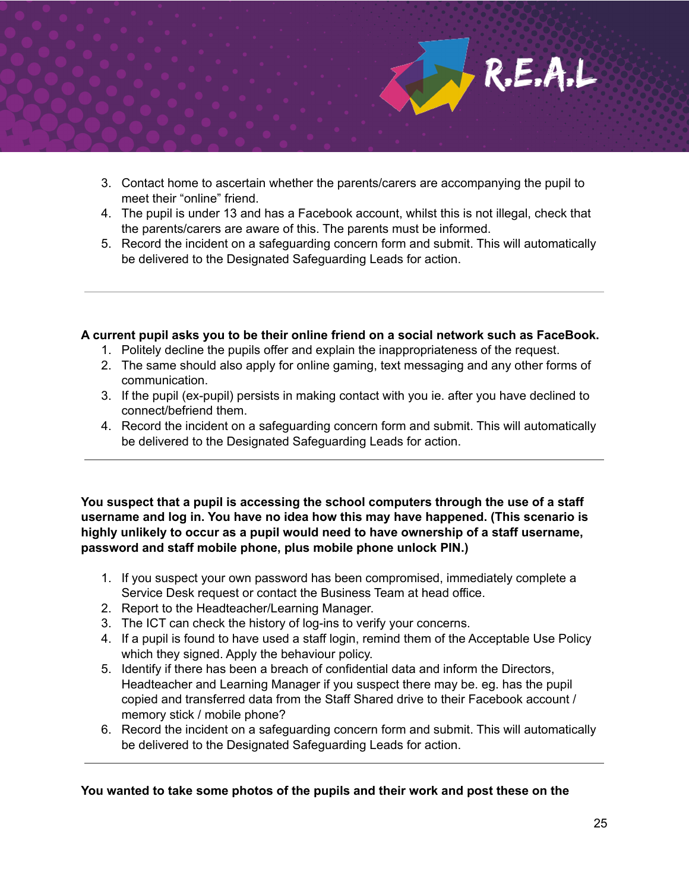3. Contact home to ascertain whether the parents/carers are accompanying the pupil to meet their "online" friend.
4. The pupil is under 13 and has a Facebook account, whilst this is not illegal, check that the parents/carers are aware of this. The parents must be informed.
5. Record the incident on a safeguarding concern form and submit. This will automatically be delivered to the Designated Safeguarding Leads for action.

---

**A current pupil asks you to be their online friend on a social network such as FaceBook.**

1. Politely decline the pupils offer and explain the inappropriateness of the request.
2. The same should also apply for online gaming, text messaging and any other forms of communication.
3. If the pupil (ex-pupil) persists in making contact with you ie. after you have declined to connect/befriend them.
4. Record the incident on a safeguarding concern form and submit. This will automatically be delivered to the Designated Safeguarding Leads for action.

---

**You suspect that a pupil is accessing the school computers through the use of a staff username and log in. You have no idea how this may have happened. (This scenario is highly unlikely to occur as a pupil would need to have ownership of a staff username, password and staff mobile phone, plus mobile phone unlock PIN.)**

1. If you suspect your own password has been compromised, immediately complete a Service Desk request or contact the Business Team at head office.
2. Report to the Headteacher/Learning Manager.
3. The ICT can check the history of log-ins to verify your concerns.
4. If a pupil is found to have used a staff login, remind them of the Acceptable Use Policy which they signed. Apply the behaviour policy.
5. Identify if there has been a breach of confidential data and inform the Directors, Headteacher and Learning Manager if you suspect there may be. eg. has the pupil copied and transferred data from the Staff Shared drive to their Facebook account / memory stick / mobile phone?
6. Record the incident on a safeguarding concern form and submit. This will automatically be delivered to the Designated Safeguarding Leads for action.

---

**You wanted to take some photos of the pupils and their work and post these on the**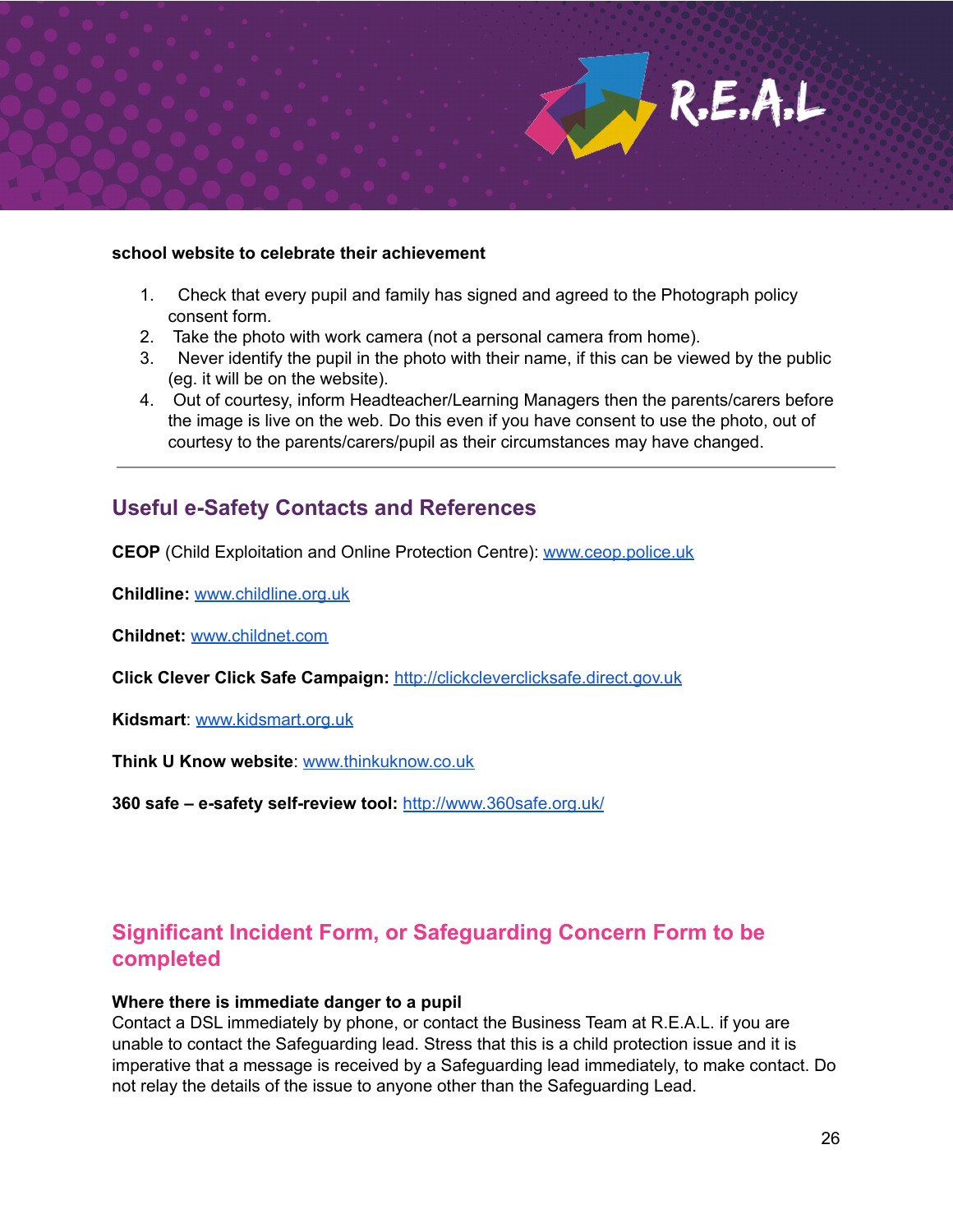**school website to celebrate their achievement**

1. Check that every pupil and family has signed and agreed to the Photograph policy consent form.
2. Take the photo with work camera (not a personal camera from home).
3. Never identify the pupil in the photo with their name, if this can be viewed by the public (eg. it will be on the website).
4. Out of courtesy, inform Headteacher/Learning Managers then the parents/carers before the image is live on the web. Do this even if you have consent to use the photo, out of courtesy to the parents/carers/pupil as their circumstances may have changed.

---

## Useful e-Safety Contacts and References

**CEOP** (Child Exploitation and Online Protection Centre): [www.ceop.police.uk](http://www.ceop.police.uk)

**Childline:** [www.childline.org.uk](http://www.childline.org.uk)

**Childnet:** [www.childnet.com](http://www.childnet.com)

**Click Clever Click Safe Campaign:** [http://clickcleverclicksafe.direct.gov.uk](http://clickcleverclicksafe.direct.gov.uk)

**Kidsmart**: [www.kidsmart.org.uk](http://www.kidsmart.org.uk)

**Think U Know website**: [www.thinkuknow.co.uk](http://www.thinkuknow.co.uk)

**360 safe – e-safety self-review tool:** [http://www.360safe.org.uk/](http://www.360safe.org.uk/)

## Significant Incident Form, or Safeguarding Concern Form to be completed

**Where there is immediate danger to a pupil**
Contact a DSL immediately by phone, or contact the Business Team at R.E.A.L. if you are unable to contact the Safeguarding lead. Stress that this is a child protection issue and it is imperative that a message is received by a Safeguarding lead immediately, to make contact. Do not relay the details of the issue to anyone other than the Safeguarding Lead.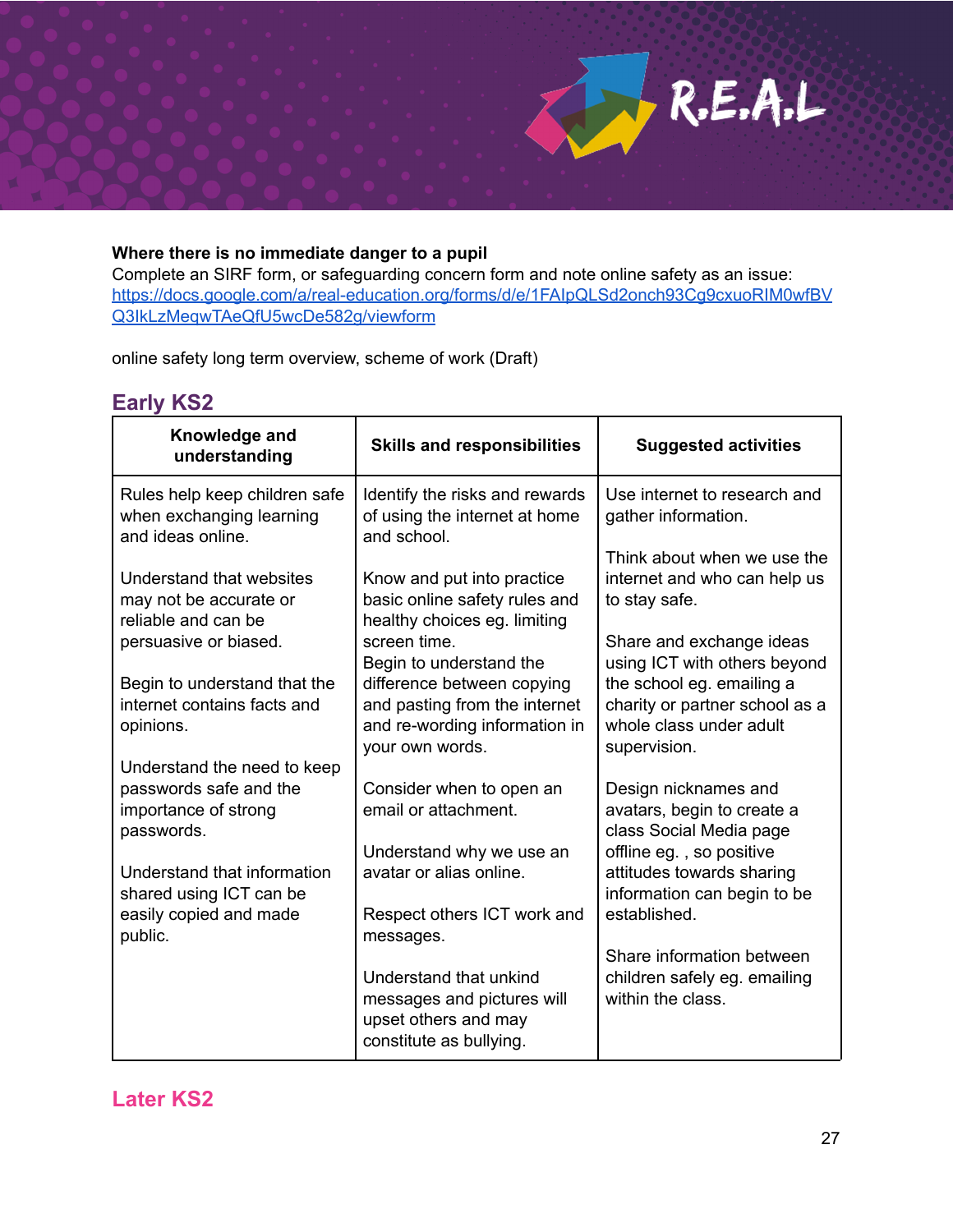**Where there is no immediate danger to a pupil**
Complete an SIRF form, or safeguarding concern form and note online safety as an issue:
[https://docs.google.com/a/real-education.org/forms/d/e/1FAIpQLSd2onch93Cg9cxuoRIM0wfBVQ3IkLzMeqwTAeQfU5wcDe582g/viewform](https://docs.google.com/a/real-education.org/forms/d/e/1FAIpQLSd2onch93Cg9cxuoRIM0wfBVQ3IkLzMeqwTAeQfU5wcDe582g/viewform)

online safety long term overview, scheme of work (Draft)

## Early KS2

| Knowledge and understanding | Skills and responsibilities | Suggested activities |
|---|---|---|
| Rules help keep children safe when exchanging learning and ideas online.<br><br>Understand that websites may not be accurate or reliable and can be persuasive or biased.<br><br>Begin to understand that the internet contains facts and opinions.<br><br>Understand the need to keep passwords safe and the importance of strong passwords.<br><br>Understand that information shared using ICT can be easily copied and made public. | Identify the risks and rewards of using the internet at home and school.<br><br>Know and put into practice basic online safety rules and healthy choices eg. limiting screen time.<br>Begin to understand the difference between copying and pasting from the internet and re-wording information in your own words.<br><br>Consider when to open an email or attachment.<br><br>Understand why we use an avatar or alias online.<br><br>Respect others ICT work and messages.<br><br>Understand that unkind messages and pictures will upset others and may constitute as bullying. | Use internet to research and gather information.<br><br>Think about when we use the internet and who can help us to stay safe.<br><br>Share and exchange ideas using ICT with others beyond the school eg. emailing a charity or partner school as a whole class under adult supervision.<br><br>Design nicknames and avatars, begin to create a class Social Media page offline eg. , so positive attitudes towards sharing information can begin to be established.<br><br>Share information between children safely eg. emailing within the class. |

## Later KS2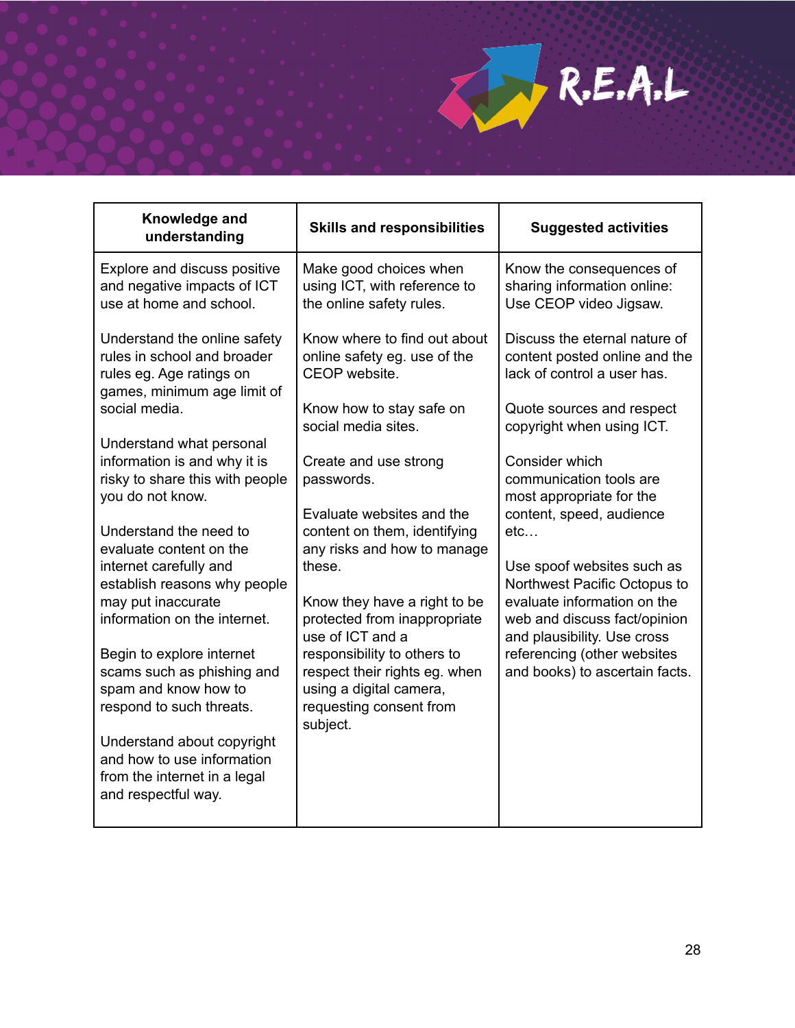| Knowledge and understanding | Skills and responsibilities | Suggested activities |
|---|---|---|
| Explore and discuss positive and negative impacts of ICT use at home and school.<br><br>Understand the online safety rules in school and broader rules eg. Age ratings on games, minimum age limit of social media.<br><br>Understand what personal information is and why it is risky to share this with people you do not know.<br><br>Understand the need to evaluate content on the internet carefully and establish reasons why people may put inaccurate information on the internet.<br><br>Begin to explore internet scams such as phishing and spam and know how to respond to such threats.<br><br>Understand about copyright and how to use information from the internet in a legal and respectful way. | Make good choices when using ICT, with reference to the online safety rules.<br><br>Know where to find out about online safety eg. use of the CEOP website.<br><br>Know how to stay safe on social media sites.<br><br>Create and use strong passwords.<br><br>Evaluate websites and the content on them, identifying any risks and how to manage these.<br><br>Know they have a right to be protected from inappropriate use of ICT and a responsibility to others to respect their rights eg. when using a digital camera, requesting consent from subject. | Know the consequences of sharing information online: Use CEOP video Jigsaw.<br><br>Discuss the eternal nature of content posted online and the lack of control a user has.<br><br>Quote sources and respect copyright when using ICT.<br><br>Consider which communication tools are most appropriate for the content, speed, audience etc…<br><br>Use spoof websites such as Northwest Pacific Octopus to evaluate information on the web and discuss fact/opinion and plausibility. Use cross referencing (other websites and books) to ascertain facts. |